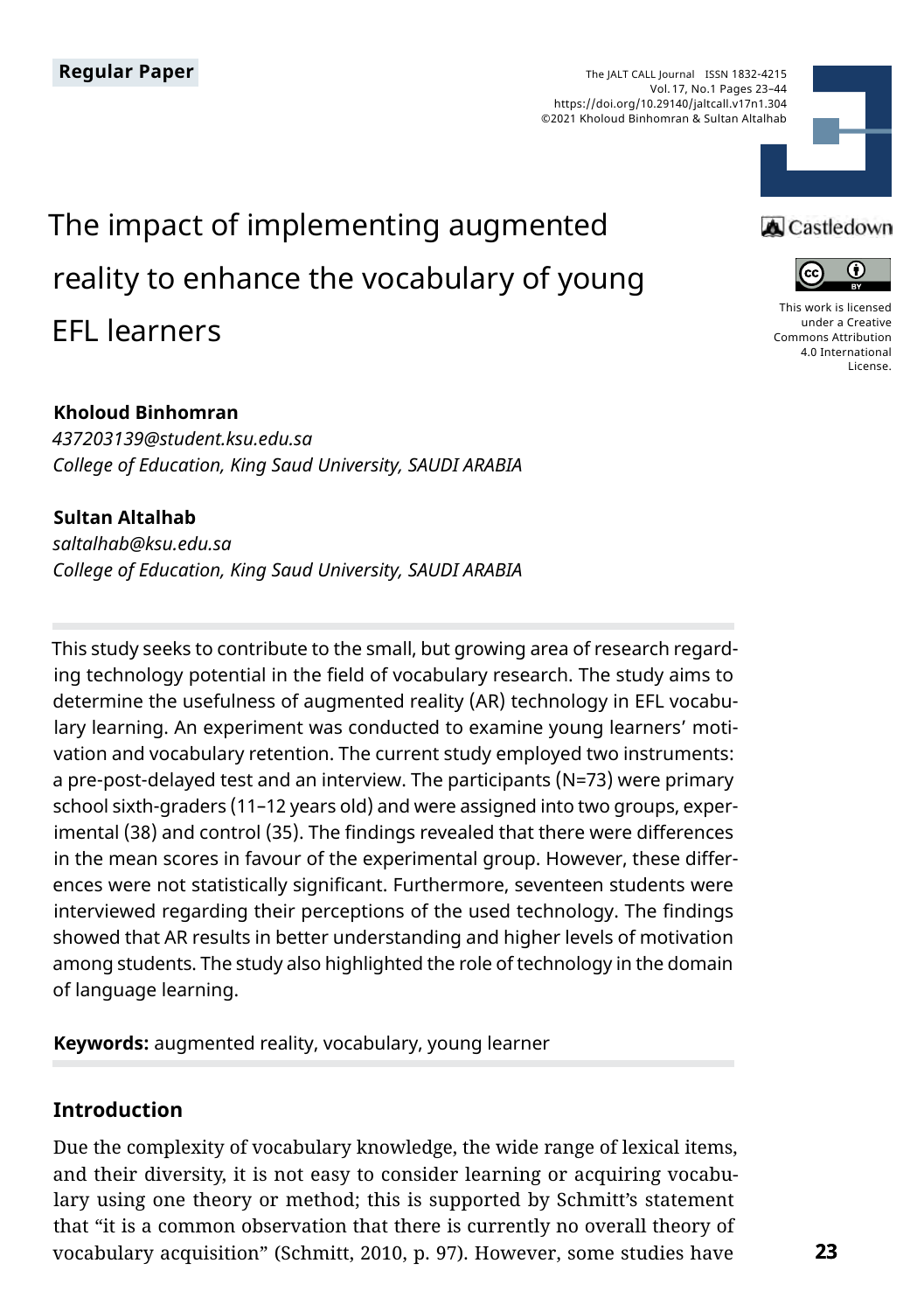**Regular Paper**

The JALT CALL Journal ISSN 1832-4215
Vol. 17, No.1 Pages 23–44
https://doi.org/10.29140/jaltcall.v17n1.304
©2021 Kholoud Binhomran & Sultan Altalhab

This work is licensed under a Creative Commons Attribution 4.0 International License.

# The impact of implementing augmented reality to enhance the vocabulary of young EFL learners

**Kholoud Binhomran**
*437203139@student.ksu.edu.sa*
*College of Education, King Saud University, SAUDI ARABIA*

**Sultan Altalhab**
*saltalhab@ksu.edu.sa*
*College of Education, King Saud University, SAUDI ARABIA*

This study seeks to contribute to the small, but growing area of research regarding technology potential in the field of vocabulary research. The study aims to determine the usefulness of augmented reality (AR) technology in EFL vocabulary learning. An experiment was conducted to examine young learners' motivation and vocabulary retention. The current study employed two instruments: a pre-post-delayed test and an interview. The participants (N=73) were primary school sixth-graders (11–12 years old) and were assigned into two groups, experimental (38) and control (35). The findings revealed that there were differences in the mean scores in favour of the experimental group. However, these differences were not statistically significant. Furthermore, seventeen students were interviewed regarding their perceptions of the used technology. The findings showed that AR results in better understanding and higher levels of motivation among students. The study also highlighted the role of technology in the domain of language learning.

**Keywords:** augmented reality, vocabulary, young learner

## Introduction

Due the complexity of vocabulary knowledge, the wide range of lexical items, and their diversity, it is not easy to consider learning or acquiring vocabulary using one theory or method; this is supported by Schmitt's statement that "it is a common observation that there is currently no overall theory of vocabulary acquisition" (Schmitt, 2010, p. 97). However, some studies have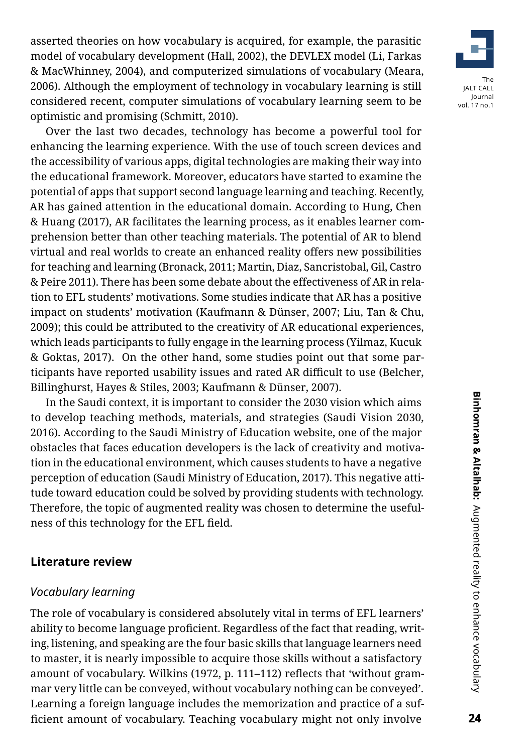asserted theories on how vocabulary is acquired, for example, the parasitic model of vocabulary development (Hall, 2002), the DEVLEX model (Li, Farkas & MacWhinney, 2004), and computerized simulations of vocabulary (Meara, 2006). Although the employment of technology in vocabulary learning is still considered recent, computer simulations of vocabulary learning seem to be optimistic and promising (Schmitt, 2010).

Over the last two decades, technology has become a powerful tool for enhancing the learning experience. With the use of touch screen devices and the accessibility of various apps, digital technologies are making their way into the educational framework. Moreover, educators have started to examine the potential of apps that support second language learning and teaching. Recently, AR has gained attention in the educational domain. According to Hung, Chen & Huang (2017), AR facilitates the learning process, as it enables learner comprehension better than other teaching materials. The potential of AR to blend virtual and real worlds to create an enhanced reality offers new possibilities for teaching and learning (Bronack, 2011; Martin, Diaz, Sancristobal, Gil, Castro & Peire 2011). There has been some debate about the effectiveness of AR in relation to EFL students' motivations. Some studies indicate that AR has a positive impact on students' motivation (Kaufmann & Dünser, 2007; Liu, Tan & Chu, 2009); this could be attributed to the creativity of AR educational experiences, which leads participants to fully engage in the learning process (Yilmaz, Kucuk & Goktas, 2017). On the other hand, some studies point out that some participants have reported usability issues and rated AR difficult to use (Belcher, Billinghurst, Hayes & Stiles, 2003; Kaufmann & Dünser, 2007).

In the Saudi context, it is important to consider the 2030 vision which aims to develop teaching methods, materials, and strategies (Saudi Vision 2030, 2016). According to the Saudi Ministry of Education website, one of the major obstacles that faces education developers is the lack of creativity and motivation in the educational environment, which causes students to have a negative perception of education (Saudi Ministry of Education, 2017). This negative attitude toward education could be solved by providing students with technology. Therefore, the topic of augmented reality was chosen to determine the usefulness of this technology for the EFL field.

## Literature review

### *Vocabulary learning*

The role of vocabulary is considered absolutely vital in terms of EFL learners' ability to become language proficient. Regardless of the fact that reading, writing, listening, and speaking are the four basic skills that language learners need to master, it is nearly impossible to acquire those skills without a satisfactory amount of vocabulary. Wilkins (1972, p. 111–112) reflects that 'without grammar very little can be conveyed, without vocabulary nothing can be conveyed'. Learning a foreign language includes the memorization and practice of a sufficient amount of vocabulary. Teaching vocabulary might not only involve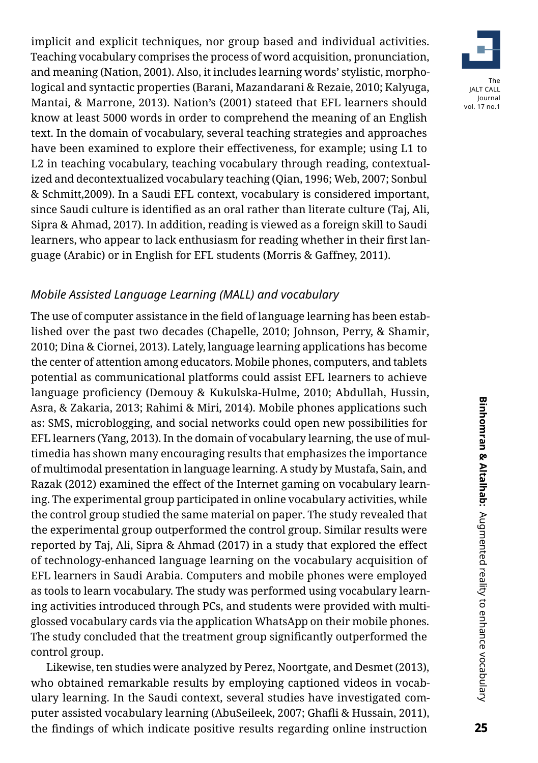implicit and explicit techniques, nor group based and individual activities. Teaching vocabulary comprises the process of word acquisition, pronunciation, and meaning (Nation, 2001). Also, it includes learning words' stylistic, morphological and syntactic properties (Barani, Mazandarani & Rezaie, 2010; Kalyuga, Mantai, & Marrone, 2013). Nation's (2001) stateed that EFL learners should know at least 5000 words in order to comprehend the meaning of an English text. In the domain of vocabulary, several teaching strategies and approaches have been examined to explore their effectiveness, for example; using L1 to L2 in teaching vocabulary, teaching vocabulary through reading, contextualized and decontextualized vocabulary teaching (Qian, 1996; Web, 2007; Sonbul & Schmitt,2009). In a Saudi EFL context, vocabulary is considered important, since Saudi culture is identified as an oral rather than literate culture (Taj, Ali, Sipra & Ahmad, 2017). In addition, reading is viewed as a foreign skill to Saudi learners, who appear to lack enthusiasm for reading whether in their first language (Arabic) or in English for EFL students (Morris & Gaffney, 2011).

### *Mobile Assisted Language Learning (MALL) and vocabulary*

The use of computer assistance in the field of language learning has been established over the past two decades (Chapelle, 2010; Johnson, Perry, & Shamir, 2010; Dina & Ciornei, 2013). Lately, language learning applications has become the center of attention among educators. Mobile phones, computers, and tablets potential as communicational platforms could assist EFL learners to achieve language proficiency (Demouy & Kukulska-Hulme, 2010; Abdullah, Hussin, Asra, & Zakaria, 2013; Rahimi & Miri, 2014). Mobile phones applications such as: SMS, microblogging, and social networks could open new possibilities for EFL learners (Yang, 2013). In the domain of vocabulary learning, the use of multimedia has shown many encouraging results that emphasizes the importance of multimodal presentation in language learning. A study by Mustafa, Sain, and Razak (2012) examined the effect of the Internet gaming on vocabulary learning. The experimental group participated in online vocabulary activities, while the control group studied the same material on paper. The study revealed that the experimental group outperformed the control group. Similar results were reported by Taj, Ali, Sipra & Ahmad (2017) in a study that explored the effect of technology-enhanced language learning on the vocabulary acquisition of EFL learners in Saudi Arabia. Computers and mobile phones were employed as tools to learn vocabulary. The study was performed using vocabulary learning activities introduced through PCs, and students were provided with multi-glossed vocabulary cards via the application WhatsApp on their mobile phones. The study concluded that the treatment group significantly outperformed the control group.

Likewise, ten studies were analyzed by Perez, Noortgate, and Desmet (2013), who obtained remarkable results by employing captioned videos in vocabulary learning. In the Saudi context, several studies have investigated computer assisted vocabulary learning (AbuSeileek, 2007; Ghafli & Hussain, 2011), the findings of which indicate positive results regarding online instruction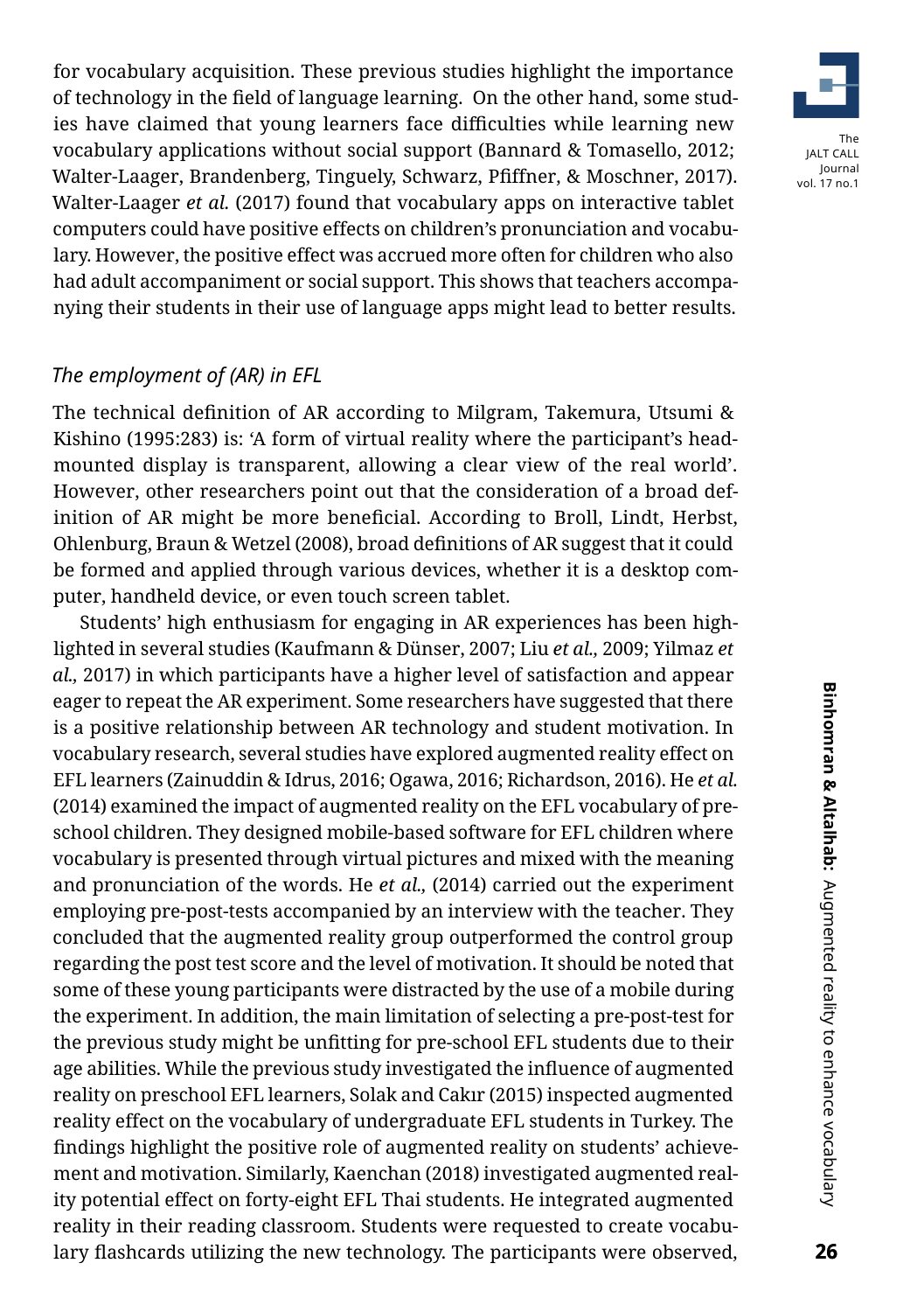for vocabulary acquisition. These previous studies highlight the importance of technology in the field of language learning. On the other hand, some studies have claimed that young learners face difficulties while learning new vocabulary applications without social support (Bannard & Tomasello, 2012; Walter-Laager, Brandenberg, Tinguely, Schwarz, Pfiffner, & Moschner, 2017). Walter-Laager *et al.* (2017) found that vocabulary apps on interactive tablet computers could have positive effects on children's pronunciation and vocabulary. However, the positive effect was accrued more often for children who also had adult accompaniment or social support. This shows that teachers accompanying their students in their use of language apps might lead to better results.

### *The employment of (AR) in EFL*

The technical definition of AR according to Milgram, Takemura, Utsumi & Kishino (1995:283) is: 'A form of virtual reality where the participant's head-mounted display is transparent, allowing a clear view of the real world'. However, other researchers point out that the consideration of a broad definition of AR might be more beneficial. According to Broll, Lindt, Herbst, Ohlenburg, Braun & Wetzel (2008), broad definitions of AR suggest that it could be formed and applied through various devices, whether it is a desktop computer, handheld device, or even touch screen tablet.

Students' high enthusiasm for engaging in AR experiences has been highlighted in several studies (Kaufmann & Dünser, 2007; Liu *et al.,* 2009; Yilmaz *et al.,* 2017) in which participants have a higher level of satisfaction and appear eager to repeat the AR experiment. Some researchers have suggested that there is a positive relationship between AR technology and student motivation. In vocabulary research, several studies have explored augmented reality effect on EFL learners (Zainuddin & Idrus, 2016; Ogawa, 2016; Richardson, 2016). He *et al.* (2014) examined the impact of augmented reality on the EFL vocabulary of preschool children. They designed mobile-based software for EFL children where vocabulary is presented through virtual pictures and mixed with the meaning and pronunciation of the words. He *et al.,* (2014) carried out the experiment employing pre-post-tests accompanied by an interview with the teacher. They concluded that the augmented reality group outperformed the control group regarding the post test score and the level of motivation. It should be noted that some of these young participants were distracted by the use of a mobile during the experiment. In addition, the main limitation of selecting a pre-post-test for the previous study might be unfitting for pre-school EFL students due to their age abilities. While the previous study investigated the influence of augmented reality on preschool EFL learners, Solak and Cakır (2015) inspected augmented reality effect on the vocabulary of undergraduate EFL students in Turkey. The findings highlight the positive role of augmented reality on students' achievement and motivation. Similarly, Kaenchan (2018) investigated augmented reality potential effect on forty-eight EFL Thai students. He integrated augmented reality in their reading classroom. Students were requested to create vocabulary flashcards utilizing the new technology. The participants were observed,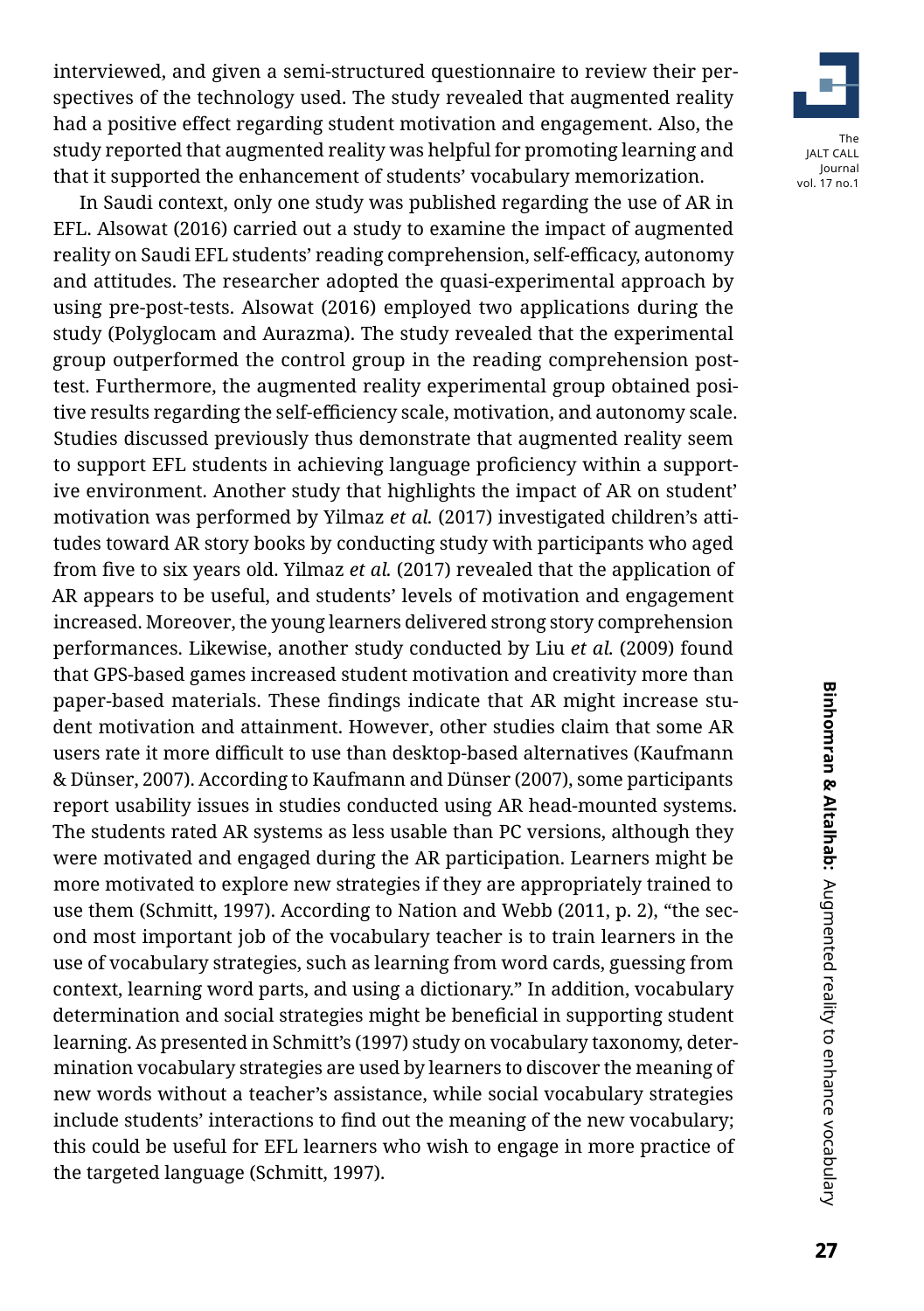interviewed, and given a semi-structured questionnaire to review their perspectives of the technology used. The study revealed that augmented reality had a positive effect regarding student motivation and engagement. Also, the study reported that augmented reality was helpful for promoting learning and that it supported the enhancement of students' vocabulary memorization.

In Saudi context, only one study was published regarding the use of AR in EFL. Alsowat (2016) carried out a study to examine the impact of augmented reality on Saudi EFL students' reading comprehension, self-efficacy, autonomy and attitudes. The researcher adopted the quasi-experimental approach by using pre-post-tests. Alsowat (2016) employed two applications during the study (Polyglocam and Aurazma). The study revealed that the experimental group outperformed the control group in the reading comprehension post-test. Furthermore, the augmented reality experimental group obtained positive results regarding the self-efficiency scale, motivation, and autonomy scale. Studies discussed previously thus demonstrate that augmented reality seem to support EFL students in achieving language proficiency within a supportive environment. Another study that highlights the impact of AR on student' motivation was performed by Yilmaz *et al.* (2017) investigated children's attitudes toward AR story books by conducting study with participants who aged from five to six years old. Yilmaz *et al.* (2017) revealed that the application of AR appears to be useful, and students' levels of motivation and engagement increased. Moreover, the young learners delivered strong story comprehension performances. Likewise, another study conducted by Liu *et al.* (2009) found that GPS-based games increased student motivation and creativity more than paper-based materials. These findings indicate that AR might increase student motivation and attainment. However, other studies claim that some AR users rate it more difficult to use than desktop-based alternatives (Kaufmann & Dünser, 2007). According to Kaufmann and Dünser (2007), some participants report usability issues in studies conducted using AR head-mounted systems. The students rated AR systems as less usable than PC versions, although they were motivated and engaged during the AR participation. Learners might be more motivated to explore new strategies if they are appropriately trained to use them (Schmitt, 1997). According to Nation and Webb (2011, p. 2), "the second most important job of the vocabulary teacher is to train learners in the use of vocabulary strategies, such as learning from word cards, guessing from context, learning word parts, and using a dictionary." In addition, vocabulary determination and social strategies might be beneficial in supporting student learning. As presented in Schmitt's (1997) study on vocabulary taxonomy, determination vocabulary strategies are used by learners to discover the meaning of new words without a teacher's assistance, while social vocabulary strategies include students' interactions to find out the meaning of the new vocabulary; this could be useful for EFL learners who wish to engage in more practice of the targeted language (Schmitt, 1997).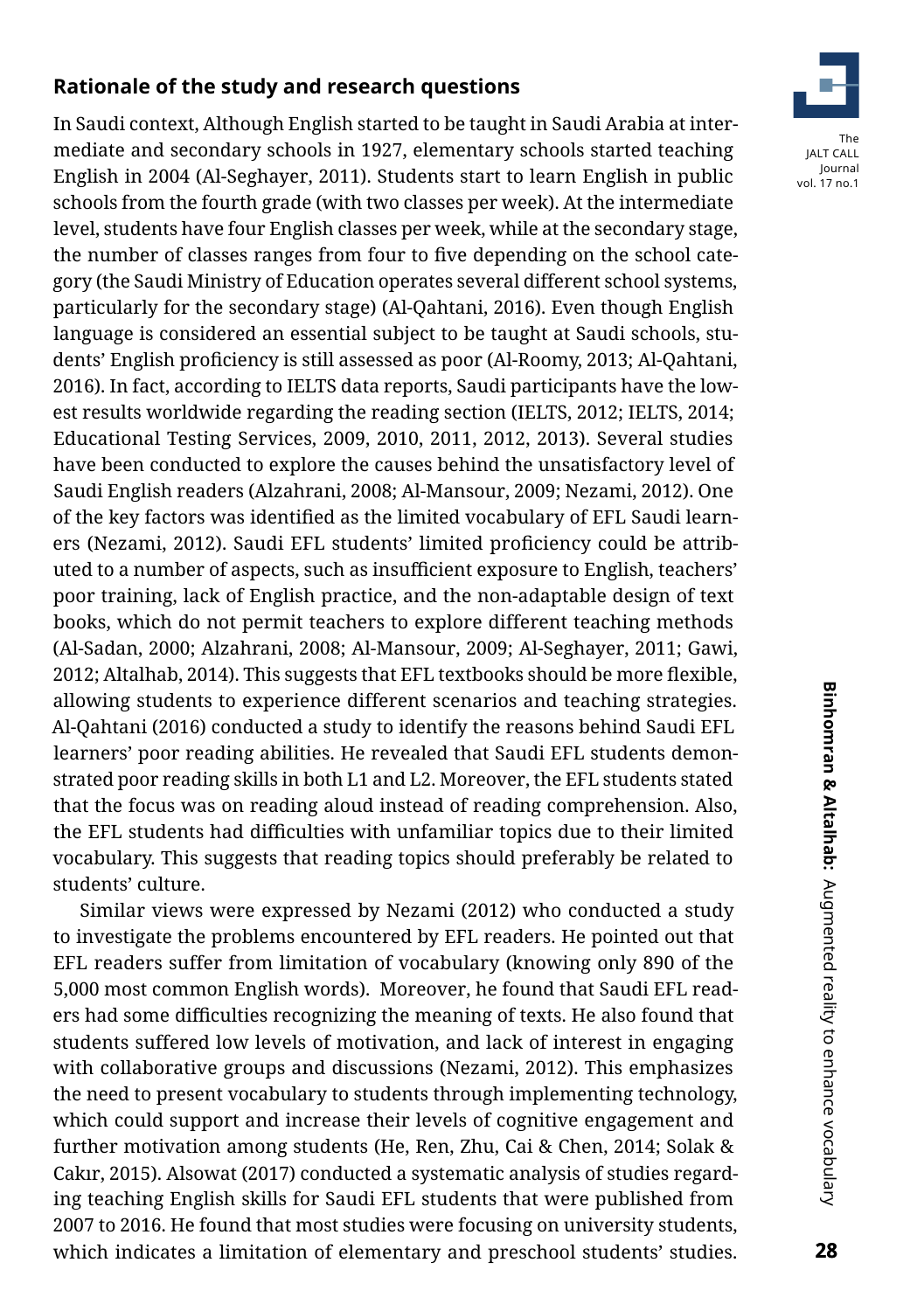## Rationale of the study and research questions

In Saudi context, Although English started to be taught in Saudi Arabia at intermediate and secondary schools in 1927, elementary schools started teaching English in 2004 (Al-Seghayer, 2011). Students start to learn English in public schools from the fourth grade (with two classes per week). At the intermediate level, students have four English classes per week, while at the secondary stage, the number of classes ranges from four to five depending on the school category (the Saudi Ministry of Education operates several different school systems, particularly for the secondary stage) (Al-Qahtani, 2016). Even though English language is considered an essential subject to be taught at Saudi schools, students' English proficiency is still assessed as poor (Al-Roomy, 2013; Al-Qahtani, 2016). In fact, according to IELTS data reports, Saudi participants have the lowest results worldwide regarding the reading section (IELTS, 2012; IELTS, 2014; Educational Testing Services, 2009, 2010, 2011, 2012, 2013). Several studies have been conducted to explore the causes behind the unsatisfactory level of Saudi English readers (Alzahrani, 2008; Al-Mansour, 2009; Nezami, 2012). One of the key factors was identified as the limited vocabulary of EFL Saudi learners (Nezami, 2012). Saudi EFL students' limited proficiency could be attributed to a number of aspects, such as insufficient exposure to English, teachers' poor training, lack of English practice, and the non-adaptable design of text books, which do not permit teachers to explore different teaching methods (Al-Sadan, 2000; Alzahrani, 2008; Al-Mansour, 2009; Al-Seghayer, 2011; Gawi, 2012; Altalhab, 2014). This suggests that EFL textbooks should be more flexible, allowing students to experience different scenarios and teaching strategies. Al-Qahtani (2016) conducted a study to identify the reasons behind Saudi EFL learners' poor reading abilities. He revealed that Saudi EFL students demonstrated poor reading skills in both L1 and L2. Moreover, the EFL students stated that the focus was on reading aloud instead of reading comprehension. Also, the EFL students had difficulties with unfamiliar topics due to their limited vocabulary. This suggests that reading topics should preferably be related to students' culture.

Similar views were expressed by Nezami (2012) who conducted a study to investigate the problems encountered by EFL readers. He pointed out that EFL readers suffer from limitation of vocabulary (knowing only 890 of the 5,000 most common English words). Moreover, he found that Saudi EFL readers had some difficulties recognizing the meaning of texts. He also found that students suffered low levels of motivation, and lack of interest in engaging with collaborative groups and discussions (Nezami, 2012). This emphasizes the need to present vocabulary to students through implementing technology, which could support and increase their levels of cognitive engagement and further motivation among students (He, Ren, Zhu, Cai & Chen, 2014; Solak & Cakır, 2015). Alsowat (2017) conducted a systematic analysis of studies regarding teaching English skills for Saudi EFL students that were published from 2007 to 2016. He found that most studies were focusing on university students, which indicates a limitation of elementary and preschool students' studies.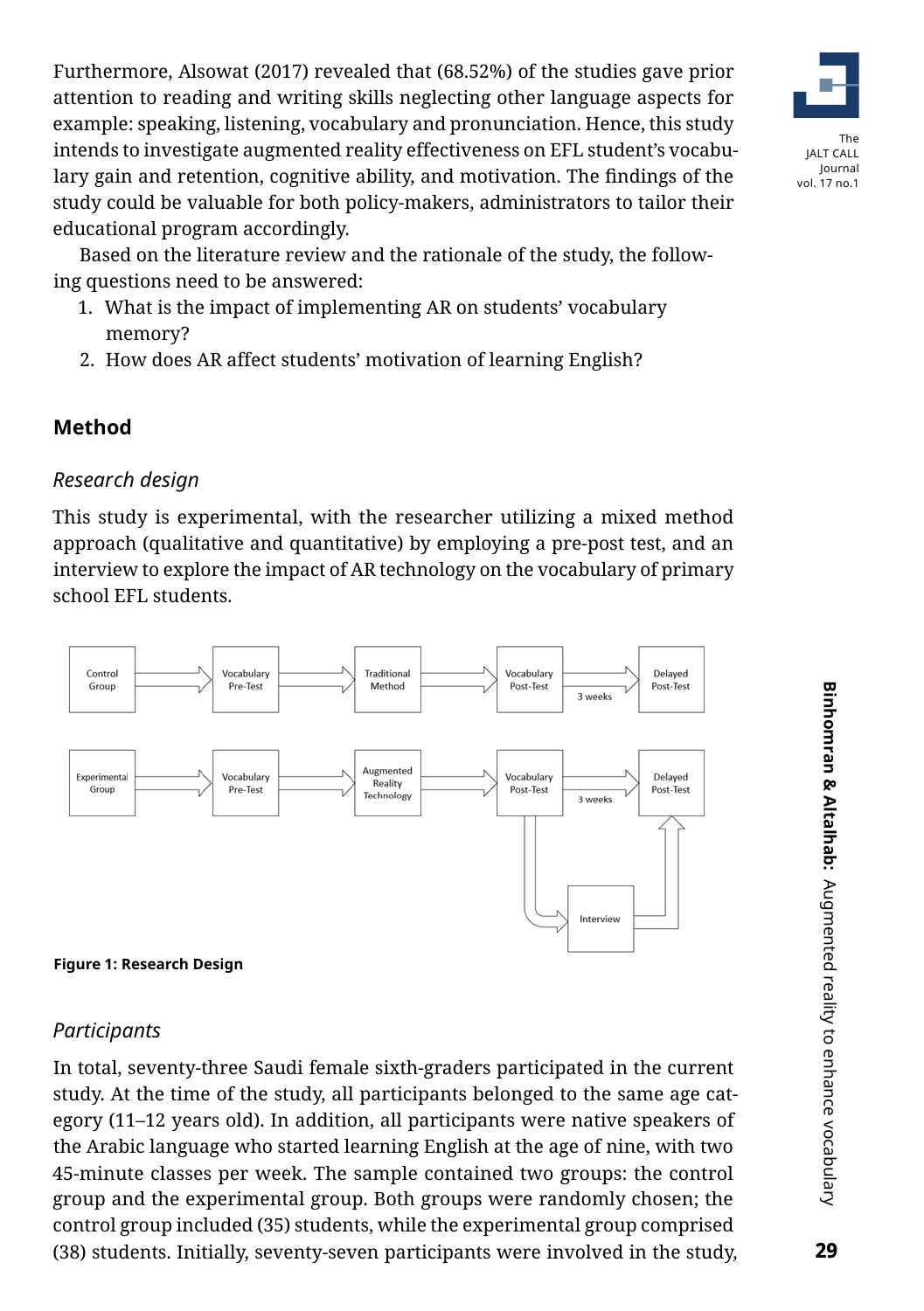Furthermore, Alsowat (2017) revealed that (68.52%) of the studies gave prior attention to reading and writing skills neglecting other language aspects for example: speaking, listening, vocabulary and pronunciation. Hence, this study intends to investigate augmented reality effectiveness on EFL student's vocabulary gain and retention, cognitive ability, and motivation. The findings of the study could be valuable for both policy-makers, administrators to tailor their educational program accordingly.

Based on the literature review and the rationale of the study, the following questions need to be answered:

1. What is the impact of implementing AR on students' vocabulary memory?
2. How does AR affect students' motivation of learning English?

## Method

### *Research design*

This study is experimental, with the researcher utilizing a mixed method approach (qualitative and quantitative) by employing a pre-post test, and an interview to explore the impact of AR technology on the vocabulary of primary school EFL students.

Control Group → Vocabulary Pre-Test → Traditional Method → Vocabulary Post-Test → (3 weeks) → Delayed Post-Test

Experimental Group → Vocabulary Pre-Test → Augmented Reality Technology → Vocabulary Post-Test → (3 weeks) → Delayed Post-Test

Vocabulary Post-Test → Interview → Delayed Post-Test

**Figure 1: Research Design**

### *Participants*

In total, seventy-three Saudi female sixth-graders participated in the current study. At the time of the study, all participants belonged to the same age category (11–12 years old). In addition, all participants were native speakers of the Arabic language who started learning English at the age of nine, with two 45-minute classes per week. The sample contained two groups: the control group and the experimental group. Both groups were randomly chosen; the control group included (35) students, while the experimental group comprised (38) students. Initially, seventy-seven participants were involved in the study,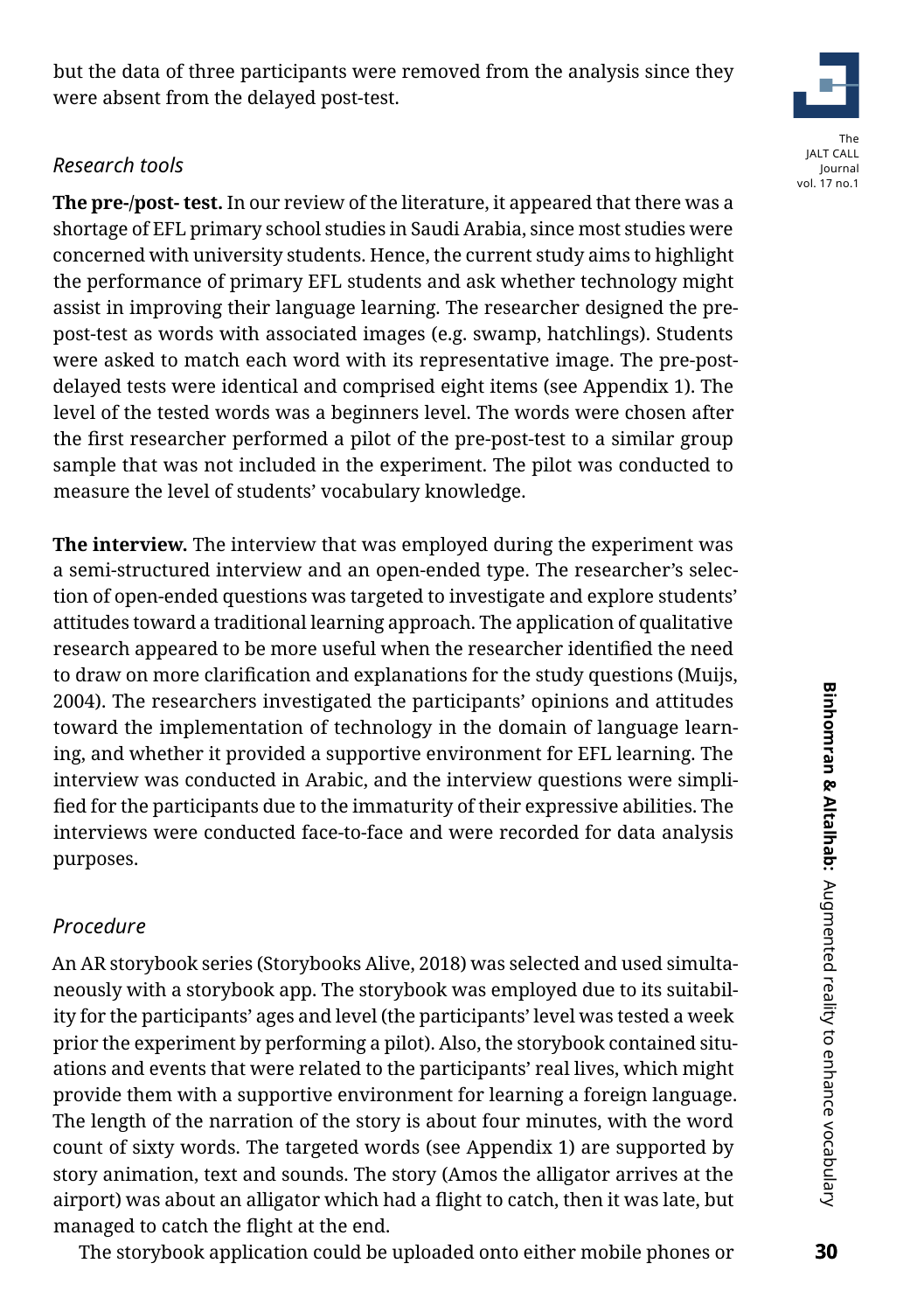but the data of three participants were removed from the analysis since they were absent from the delayed post-test.

### *Research tools*

**The pre-/post- test.** In our review of the literature, it appeared that there was a shortage of EFL primary school studies in Saudi Arabia, since most studies were concerned with university students. Hence, the current study aims to highlight the performance of primary EFL students and ask whether technology might assist in improving their language learning. The researcher designed the pre-post-test as words with associated images (e.g. swamp, hatchlings). Students were asked to match each word with its representative image. The pre-post-delayed tests were identical and comprised eight items (see Appendix 1). The level of the tested words was a beginners level. The words were chosen after the first researcher performed a pilot of the pre-post-test to a similar group sample that was not included in the experiment. The pilot was conducted to measure the level of students' vocabulary knowledge.

**The interview.** The interview that was employed during the experiment was a semi-structured interview and an open-ended type. The researcher's selection of open-ended questions was targeted to investigate and explore students' attitudes toward a traditional learning approach. The application of qualitative research appeared to be more useful when the researcher identified the need to draw on more clarification and explanations for the study questions (Muijs, 2004). The researchers investigated the participants' opinions and attitudes toward the implementation of technology in the domain of language learning, and whether it provided a supportive environment for EFL learning. The interview was conducted in Arabic, and the interview questions were simplified for the participants due to the immaturity of their expressive abilities. The interviews were conducted face-to-face and were recorded for data analysis purposes.

### *Procedure*

An AR storybook series (Storybooks Alive, 2018) was selected and used simultaneously with a storybook app. The storybook was employed due to its suitability for the participants' ages and level (the participants' level was tested a week prior the experiment by performing a pilot). Also, the storybook contained situations and events that were related to the participants' real lives, which might provide them with a supportive environment for learning a foreign language. The length of the narration of the story is about four minutes, with the word count of sixty words. The targeted words (see Appendix 1) are supported by story animation, text and sounds. The story (Amos the alligator arrives at the airport) was about an alligator which had a flight to catch, then it was late, but managed to catch the flight at the end.

The storybook application could be uploaded onto either mobile phones or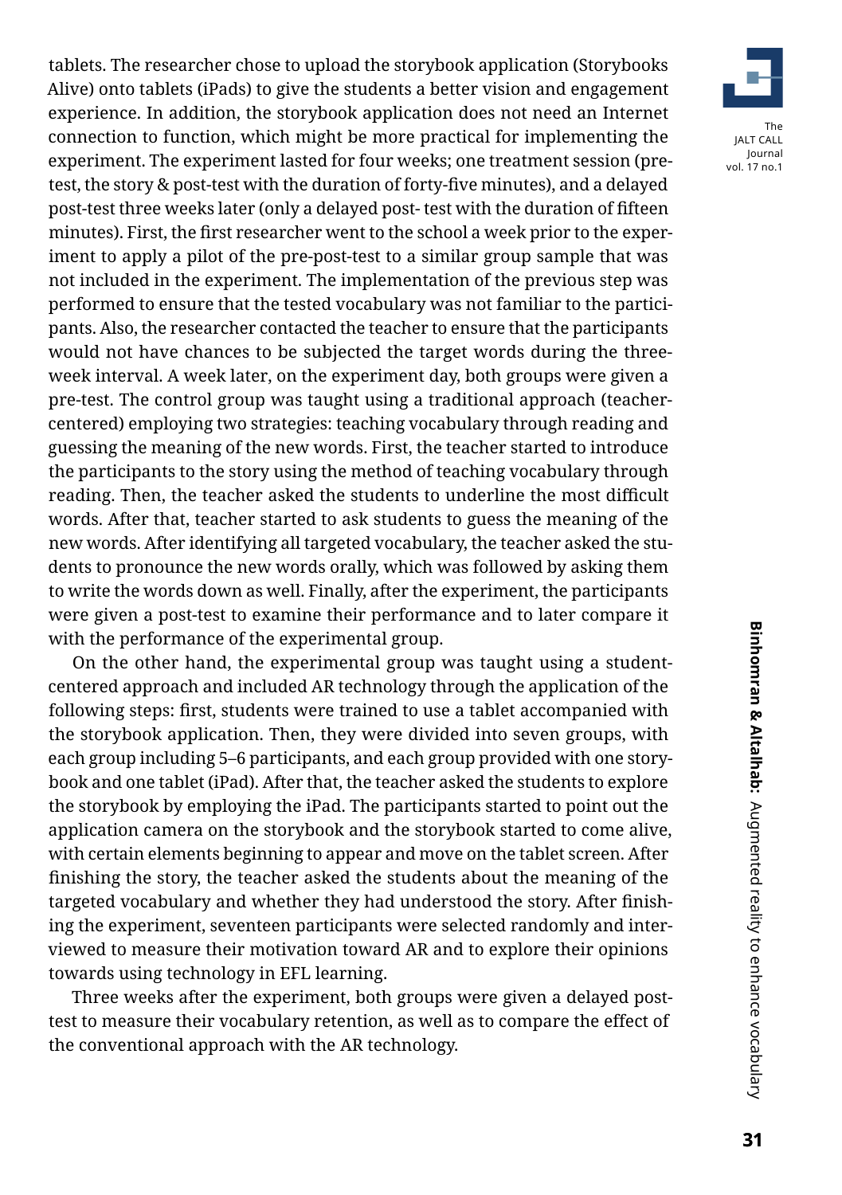tablets. The researcher chose to upload the storybook application (Storybooks Alive) onto tablets (iPads) to give the students a better vision and engagement experience. In addition, the storybook application does not need an Internet connection to function, which might be more practical for implementing the experiment. The experiment lasted for four weeks; one treatment session (pre-test, the story & post-test with the duration of forty-five minutes), and a delayed post-test three weeks later (only a delayed post- test with the duration of fifteen minutes). First, the first researcher went to the school a week prior to the experiment to apply a pilot of the pre-post-test to a similar group sample that was not included in the experiment. The implementation of the previous step was performed to ensure that the tested vocabulary was not familiar to the participants. Also, the researcher contacted the teacher to ensure that the participants would not have chances to be subjected the target words during the three-week interval. A week later, on the experiment day, both groups were given a pre-test. The control group was taught using a traditional approach (teacher-centered) employing two strategies: teaching vocabulary through reading and guessing the meaning of the new words. First, the teacher started to introduce the participants to the story using the method of teaching vocabulary through reading. Then, the teacher asked the students to underline the most difficult words. After that, teacher started to ask students to guess the meaning of the new words. After identifying all targeted vocabulary, the teacher asked the students to pronounce the new words orally, which was followed by asking them to write the words down as well. Finally, after the experiment, the participants were given a post-test to examine their performance and to later compare it with the performance of the experimental group.

On the other hand, the experimental group was taught using a student-centered approach and included AR technology through the application of the following steps: first, students were trained to use a tablet accompanied with the storybook application. Then, they were divided into seven groups, with each group including 5–6 participants, and each group provided with one storybook and one tablet (iPad). After that, the teacher asked the students to explore the storybook by employing the iPad. The participants started to point out the application camera on the storybook and the storybook started to come alive, with certain elements beginning to appear and move on the tablet screen. After finishing the story, the teacher asked the students about the meaning of the targeted vocabulary and whether they had understood the story. After finishing the experiment, seventeen participants were selected randomly and interviewed to measure their motivation toward AR and to explore their opinions towards using technology in EFL learning.

Three weeks after the experiment, both groups were given a delayed post-test to measure their vocabulary retention, as well as to compare the effect of the conventional approach with the AR technology.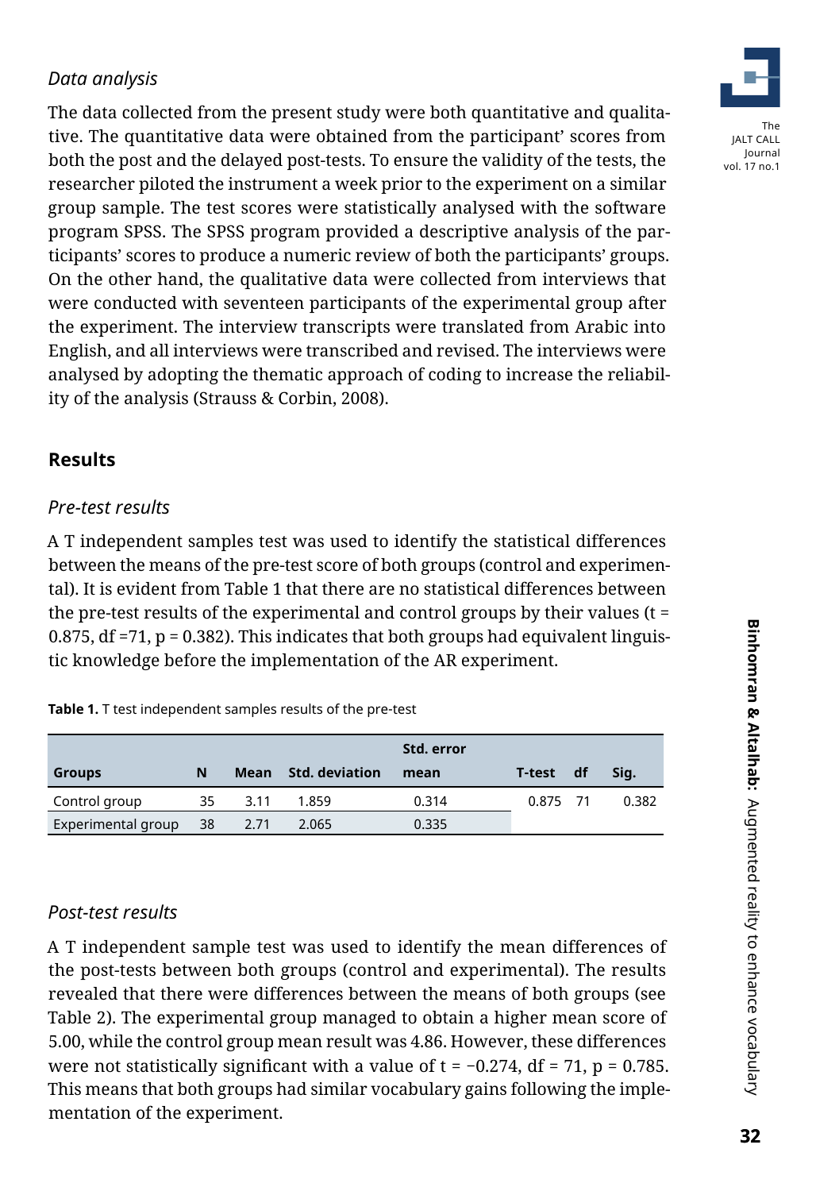### *Data analysis*

The data collected from the present study were both quantitative and qualitative. The quantitative data were obtained from the participant' scores from both the post and the delayed post-tests. To ensure the validity of the tests, the researcher piloted the instrument a week prior to the experiment on a similar group sample. The test scores were statistically analysed with the software program SPSS. The SPSS program provided a descriptive analysis of the participants' scores to produce a numeric review of both the participants' groups. On the other hand, the qualitative data were collected from interviews that were conducted with seventeen participants of the experimental group after the experiment. The interview transcripts were translated from Arabic into English, and all interviews were transcribed and revised. The interviews were analysed by adopting the thematic approach of coding to increase the reliability of the analysis (Strauss & Corbin, 2008).

## Results

### *Pre-test results*

A T independent samples test was used to identify the statistical differences between the means of the pre-test score of both groups (control and experimental). It is evident from Table 1 that there are no statistical differences between the pre-test results of the experimental and control groups by their values ($t = 0.875$, $df = 71$, $p = 0.382$). This indicates that both groups had equivalent linguistic knowledge before the implementation of the AR experiment.

**Table 1.** T test independent samples results of the pre-test

| Groups | N | Mean | Std. deviation | Std. error mean | T-test | df | Sig. |
|---|---|---|---|---|---|---|---|
| Control group | 35 | 3.11 | 1.859 | 0.314 | 0.875 | 71 | 0.382 |
| Experimental group | 38 | 2.71 | 2.065 | 0.335 | | | |

### *Post-test results*

A T independent sample test was used to identify the mean differences of the post-tests between both groups (control and experimental). The results revealed that there were differences between the means of both groups (see Table 2). The experimental group managed to obtain a higher mean score of 5.00, while the control group mean result was 4.86. However, these differences were not statistically significant with a value of $t = -0.274$, $df = 71$, $p = 0.785$. This means that both groups had similar vocabulary gains following the implementation of the experiment.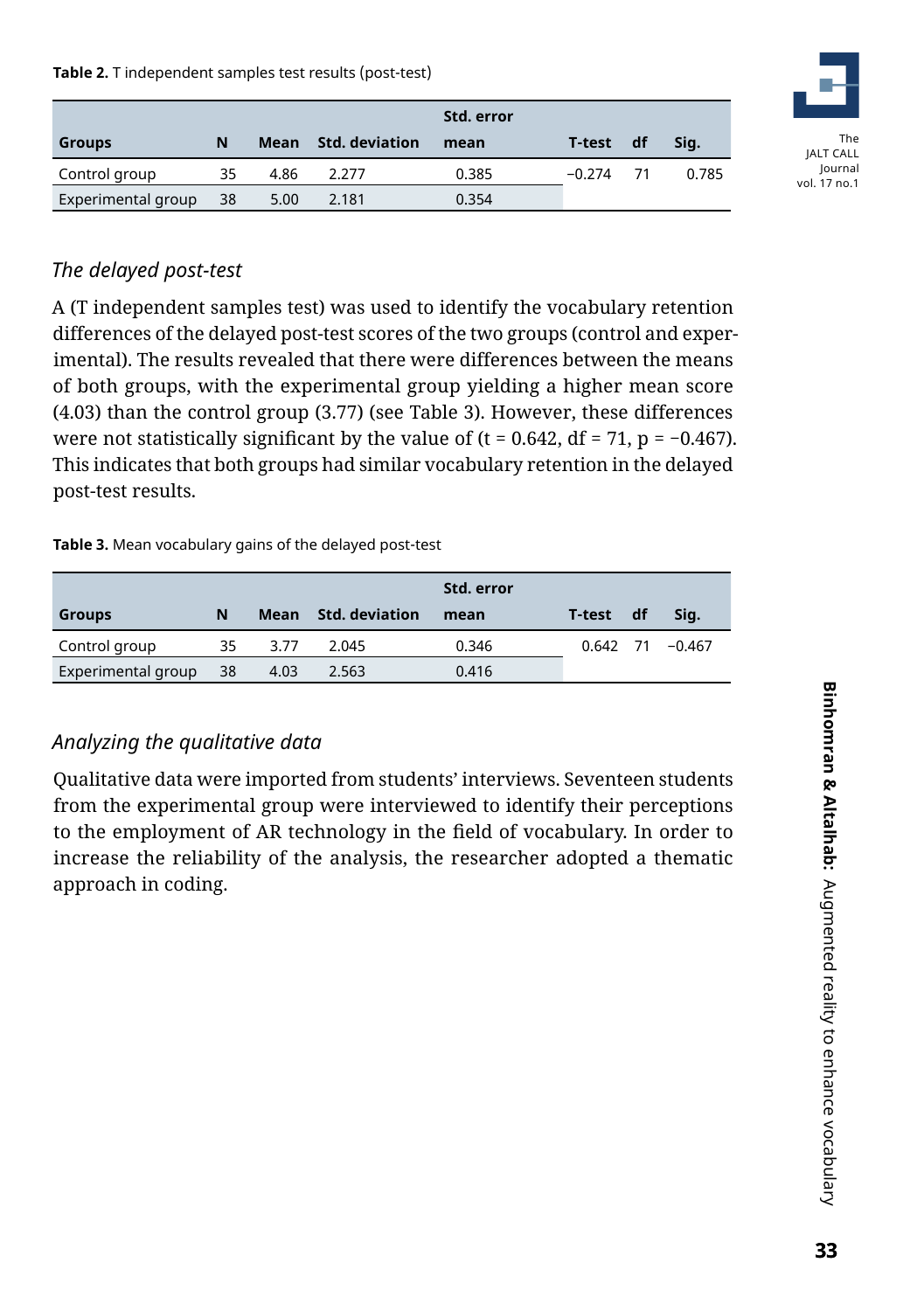**Table 2.** T independent samples test results (post-test)

| Groups | N | Mean | Std. deviation | Std. error mean | T-test | df | Sig. |
|---|---|---|---|---|---|---|---|
| Control group | 35 | 4.86 | 2.277 | 0.385 | −0.274 | 71 | 0.785 |
| Experimental group | 38 | 5.00 | 2.181 | 0.354 | | | |

### *The delayed post-test*

A (T independent samples test) was used to identify the vocabulary retention differences of the delayed post-test scores of the two groups (control and experimental). The results revealed that there were differences between the means of both groups, with the experimental group yielding a higher mean score (4.03) than the control group (3.77) (see Table 3). However, these differences were not statistically significant by the value of ($t = 0.642$, $df = 71$, $p = -0.467$). This indicates that both groups had similar vocabulary retention in the delayed post-test results.

**Table 3.** Mean vocabulary gains of the delayed post-test

| Groups | N | Mean | Std. deviation | Std. error mean | T-test | df | Sig. |
|---|---|---|---|---|---|---|---|
| Control group | 35 | 3.77 | 2.045 | 0.346 | 0.642 | 71 | −0.467 |
| Experimental group | 38 | 4.03 | 2.563 | 0.416 | | | |

### *Analyzing the qualitative data*

Qualitative data were imported from students' interviews. Seventeen students from the experimental group were interviewed to identify their perceptions to the employment of AR technology in the field of vocabulary. In order to increase the reliability of the analysis, the researcher adopted a thematic approach in coding.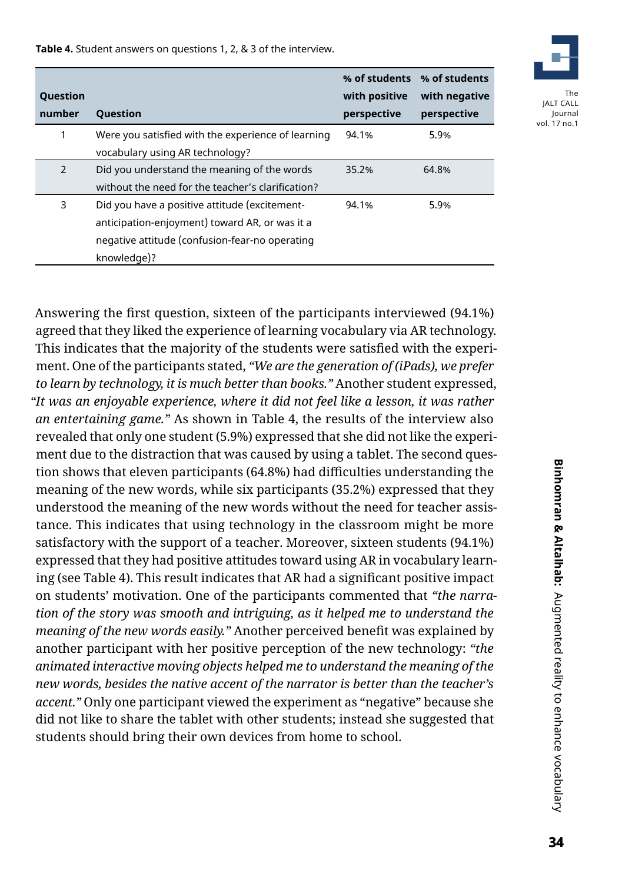**Table 4.** Student answers on questions 1, 2, & 3 of the interview.

| Question number | Question | % of students with positive perspective | % of students with negative perspective |
|---|---|---|---|
| 1 | Were you satisfied with the experience of learning vocabulary using AR technology? | 94.1% | 5.9% |
| 2 | Did you understand the meaning of the words without the need for the teacher's clarification? | 35.2% | 64.8% |
| 3 | Did you have a positive attitude (excitement-anticipation-enjoyment) toward AR, or was it a negative attitude (confusion-fear-no operating knowledge)? | 94.1% | 5.9% |

Answering the first question, sixteen of the participants interviewed (94.1%) agreed that they liked the experience of learning vocabulary via AR technology. This indicates that the majority of the students were satisfied with the experiment. One of the participants stated, *"We are the generation of (iPads), we prefer to learn by technology, it is much better than books."* Another student expressed, *"It was an enjoyable experience, where it did not feel like a lesson, it was rather an entertaining game."* As shown in Table 4, the results of the interview also revealed that only one student (5.9%) expressed that she did not like the experiment due to the distraction that was caused by using a tablet. The second question shows that eleven participants (64.8%) had difficulties understanding the meaning of the new words, while six participants (35.2%) expressed that they understood the meaning of the new words without the need for teacher assistance. This indicates that using technology in the classroom might be more satisfactory with the support of a teacher. Moreover, sixteen students (94.1%) expressed that they had positive attitudes toward using AR in vocabulary learning (see Table 4). This result indicates that AR had a significant positive impact on students' motivation. One of the participants commented that *"the narration of the story was smooth and intriguing, as it helped me to understand the meaning of the new words easily."* Another perceived benefit was explained by another participant with her positive perception of the new technology: *"the animated interactive moving objects helped me to understand the meaning of the new words, besides the native accent of the narrator is better than the teacher's accent."* Only one participant viewed the experiment as "negative" because she did not like to share the tablet with other students; instead she suggested that students should bring their own devices from home to school.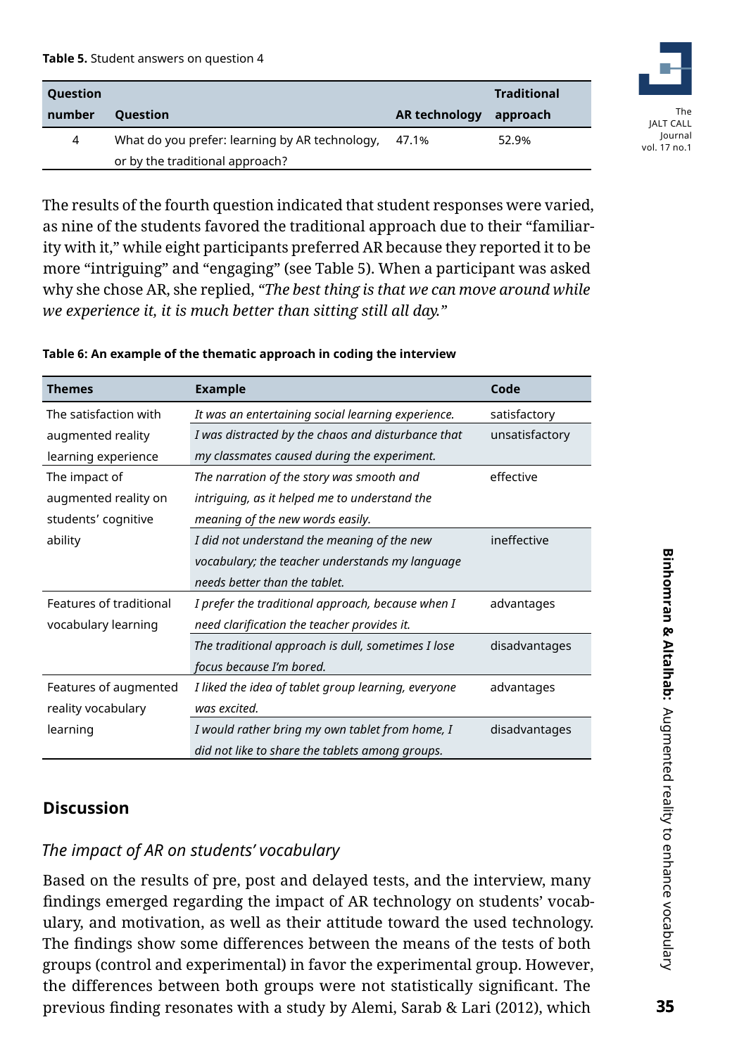**Table 5.** Student answers on question 4

| Question number | Question | AR technology | Traditional approach |
|---|---|---|---|
| 4 | What do you prefer: learning by AR technology, or by the traditional approach? | 47.1% | 52.9% |

The results of the fourth question indicated that student responses were varied, as nine of the students favored the traditional approach due to their "familiarity with it," while eight participants preferred AR because they reported it to be more "intriguing" and "engaging" (see Table 5). When a participant was asked why she chose AR, she replied, *"The best thing is that we can move around while we experience it, it is much better than sitting still all day."*

**Table 6: An example of the thematic approach in coding the interview**

| Themes | Example | Code |
|---|---|---|
| The satisfaction with augmented reality learning experience | *It was an entertaining social learning experience.* | satisfactory |
| | *I was distracted by the chaos and disturbance that my classmates caused during the experiment.* | unsatisfactory |
| The impact of augmented reality on students' cognitive ability | *The narration of the story was smooth and intriguing, as it helped me to understand the meaning of the new words easily.* | effective |
| | *I did not understand the meaning of the new vocabulary; the teacher understands my language needs better than the tablet.* | ineffective |
| Features of traditional vocabulary learning | *I prefer the traditional approach, because when I need clarification the teacher provides it.* | advantages |
| | *The traditional approach is dull, sometimes I lose focus because I'm bored.* | disadvantages |
| Features of augmented reality vocabulary learning | *I liked the idea of tablet group learning, everyone was excited.* | advantages |
| | *I would rather bring my own tablet from home, I did not like to share the tablets among groups.* | disadvantages |

## Discussion

### *The impact of AR on students' vocabulary*

Based on the results of pre, post and delayed tests, and the interview, many findings emerged regarding the impact of AR technology on students' vocabulary, and motivation, as well as their attitude toward the used technology. The findings show some differences between the means of the tests of both groups (control and experimental) in favor the experimental group. However, the differences between both groups were not statistically significant. The previous finding resonates with a study by Alemi, Sarab & Lari (2012), which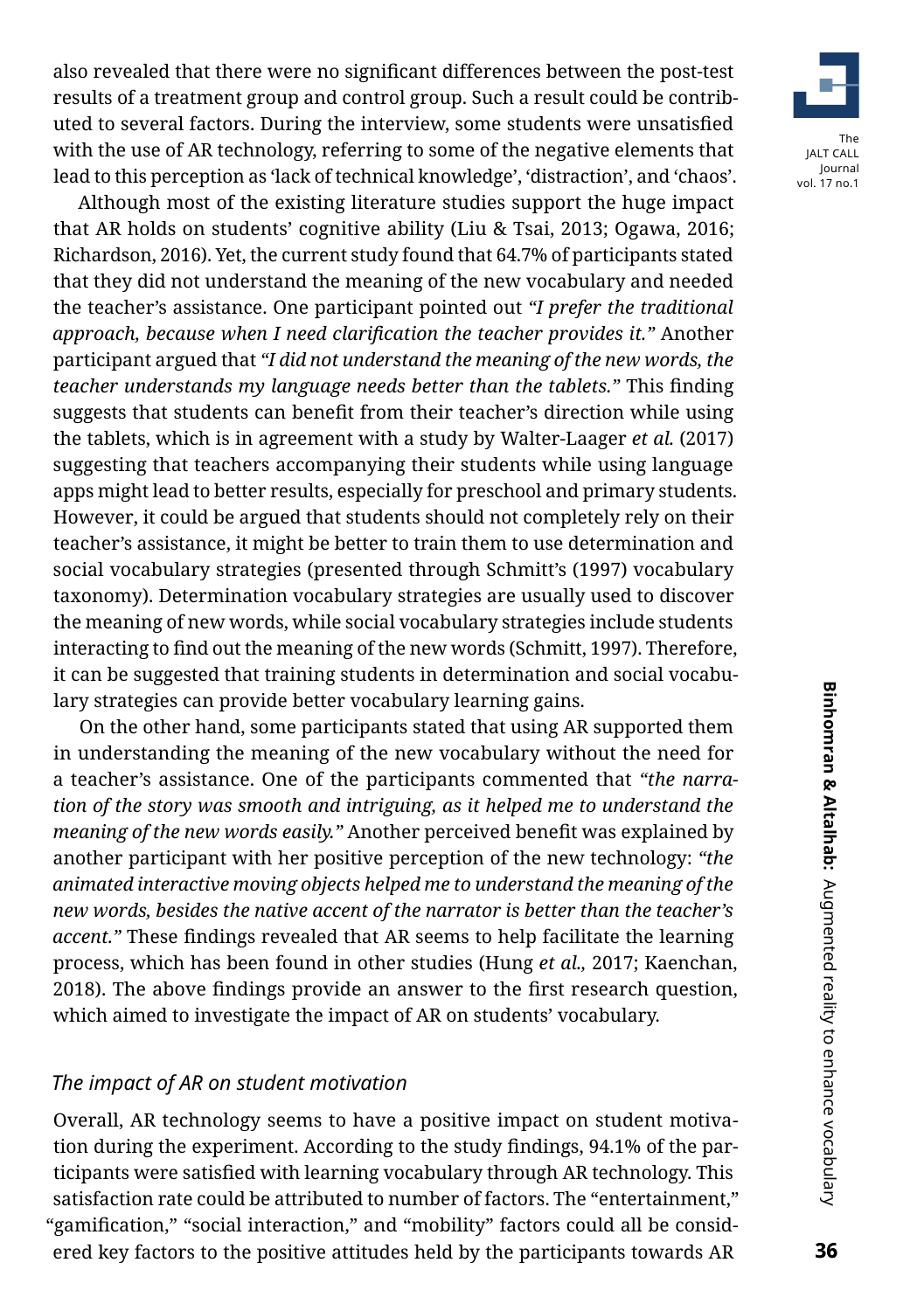also revealed that there were no significant differences between the post-test results of a treatment group and control group. Such a result could be contributed to several factors. During the interview, some students were unsatisfied with the use of AR technology, referring to some of the negative elements that lead to this perception as 'lack of technical knowledge', 'distraction', and 'chaos'.

Although most of the existing literature studies support the huge impact that AR holds on students' cognitive ability (Liu & Tsai, 2013; Ogawa, 2016; Richardson, 2016). Yet, the current study found that 64.7% of participants stated that they did not understand the meaning of the new vocabulary and needed the teacher's assistance. One participant pointed out *"I prefer the traditional approach, because when I need clarification the teacher provides it."* Another participant argued that *"I did not understand the meaning of the new words, the teacher understands my language needs better than the tablets."* This finding suggests that students can benefit from their teacher's direction while using the tablets, which is in agreement with a study by Walter-Laager *et al.* (2017) suggesting that teachers accompanying their students while using language apps might lead to better results, especially for preschool and primary students. However, it could be argued that students should not completely rely on their teacher's assistance, it might be better to train them to use determination and social vocabulary strategies (presented through Schmitt's (1997) vocabulary taxonomy). Determination vocabulary strategies are usually used to discover the meaning of new words, while social vocabulary strategies include students interacting to find out the meaning of the new words (Schmitt, 1997). Therefore, it can be suggested that training students in determination and social vocabulary strategies can provide better vocabulary learning gains.

On the other hand, some participants stated that using AR supported them in understanding the meaning of the new vocabulary without the need for a teacher's assistance. One of the participants commented that *"the narration of the story was smooth and intriguing, as it helped me to understand the meaning of the new words easily."* Another perceived benefit was explained by another participant with her positive perception of the new technology: *"the animated interactive moving objects helped me to understand the meaning of the new words, besides the native accent of the narrator is better than the teacher's accent."* These findings revealed that AR seems to help facilitate the learning process, which has been found in other studies (Hung *et al.*, 2017; Kaenchan, 2018). The above findings provide an answer to the first research question, which aimed to investigate the impact of AR on students' vocabulary.

### *The impact of AR on student motivation*

Overall, AR technology seems to have a positive impact on student motivation during the experiment. According to the study findings, 94.1% of the participants were satisfied with learning vocabulary through AR technology. This satisfaction rate could be attributed to number of factors. The "entertainment," "gamification," "social interaction," and "mobility" factors could all be considered key factors to the positive attitudes held by the participants towards AR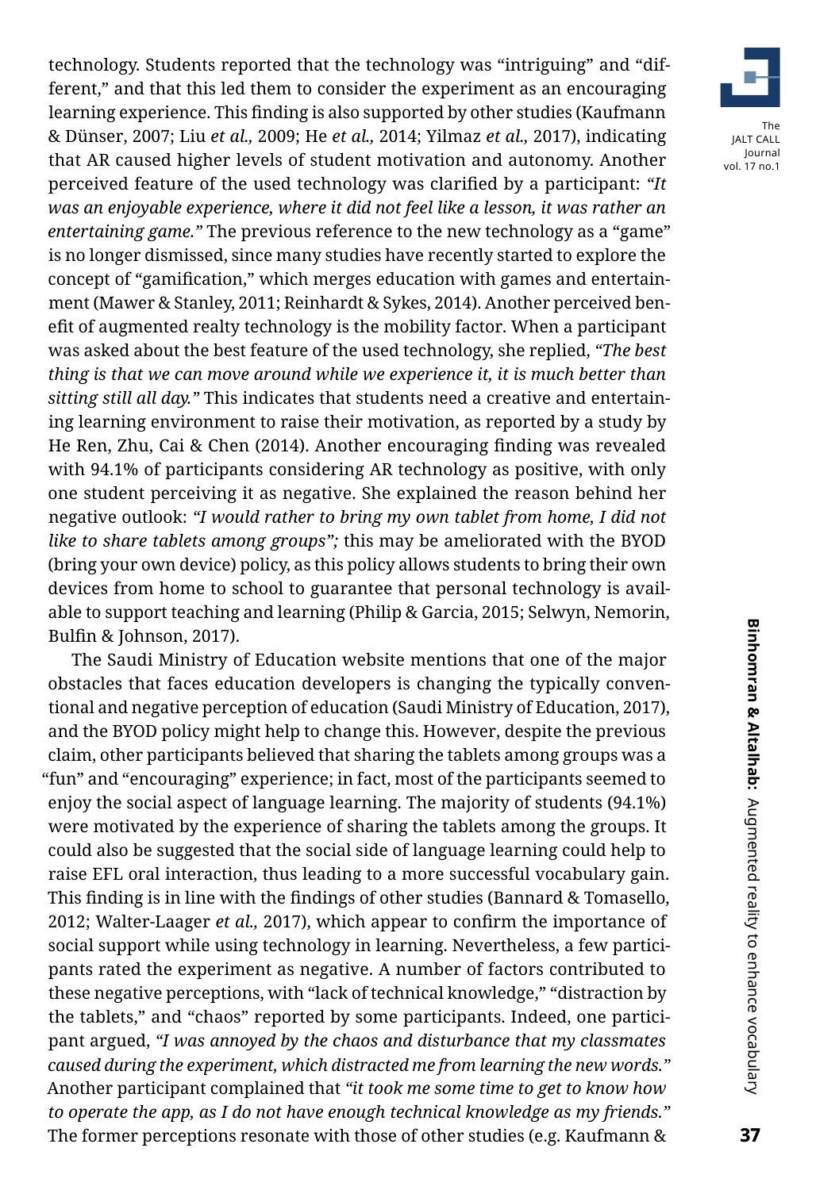technology. Students reported that the technology was "intriguing" and "different," and that this led them to consider the experiment as an encouraging learning experience. This finding is also supported by other studies (Kaufmann & Dünser, 2007; Liu *et al.,* 2009; He *et al.,* 2014; Yilmaz *et al.,* 2017), indicating that AR caused higher levels of student motivation and autonomy. Another perceived feature of the used technology was clarified by a participant: *"It was an enjoyable experience, where it did not feel like a lesson, it was rather an entertaining game."* The previous reference to the new technology as a "game" is no longer dismissed, since many studies have recently started to explore the concept of "gamification," which merges education with games and entertainment (Mawer & Stanley, 2011; Reinhardt & Sykes, 2014). Another perceived benefit of augmented realty technology is the mobility factor. When a participant was asked about the best feature of the used technology, she replied, *"The best thing is that we can move around while we experience it, it is much better than sitting still all day."* This indicates that students need a creative and entertaining learning environment to raise their motivation, as reported by a study by He Ren, Zhu, Cai & Chen (2014). Another encouraging finding was revealed with 94.1% of participants considering AR technology as positive, with only one student perceiving it as negative. She explained the reason behind her negative outlook: *"I would rather to bring my own tablet from home, I did not like to share tablets among groups";* this may be ameliorated with the BYOD (bring your own device) policy, as this policy allows students to bring their own devices from home to school to guarantee that personal technology is available to support teaching and learning (Philip & Garcia, 2015; Selwyn, Nemorin, Bulfin & Johnson, 2017).

The Saudi Ministry of Education website mentions that one of the major obstacles that faces education developers is changing the typically conventional and negative perception of education (Saudi Ministry of Education, 2017), and the BYOD policy might help to change this. However, despite the previous claim, other participants believed that sharing the tablets among groups was a "fun" and "encouraging" experience; in fact, most of the participants seemed to enjoy the social aspect of language learning. The majority of students (94.1%) were motivated by the experience of sharing the tablets among the groups. It could also be suggested that the social side of language learning could help to raise EFL oral interaction, thus leading to a more successful vocabulary gain. This finding is in line with the findings of other studies (Bannard & Tomasello, 2012; Walter-Laager *et al.,* 2017), which appear to confirm the importance of social support while using technology in learning. Nevertheless, a few participants rated the experiment as negative. A number of factors contributed to these negative perceptions, with "lack of technical knowledge," "distraction by the tablets," and "chaos" reported by some participants. Indeed, one participant argued, *"I was annoyed by the chaos and disturbance that my classmates caused during the experiment, which distracted me from learning the new words."* Another participant complained that *"it took me some time to get to know how to operate the app, as I do not have enough technical knowledge as my friends."* The former perceptions resonate with those of other studies (e.g. Kaufmann &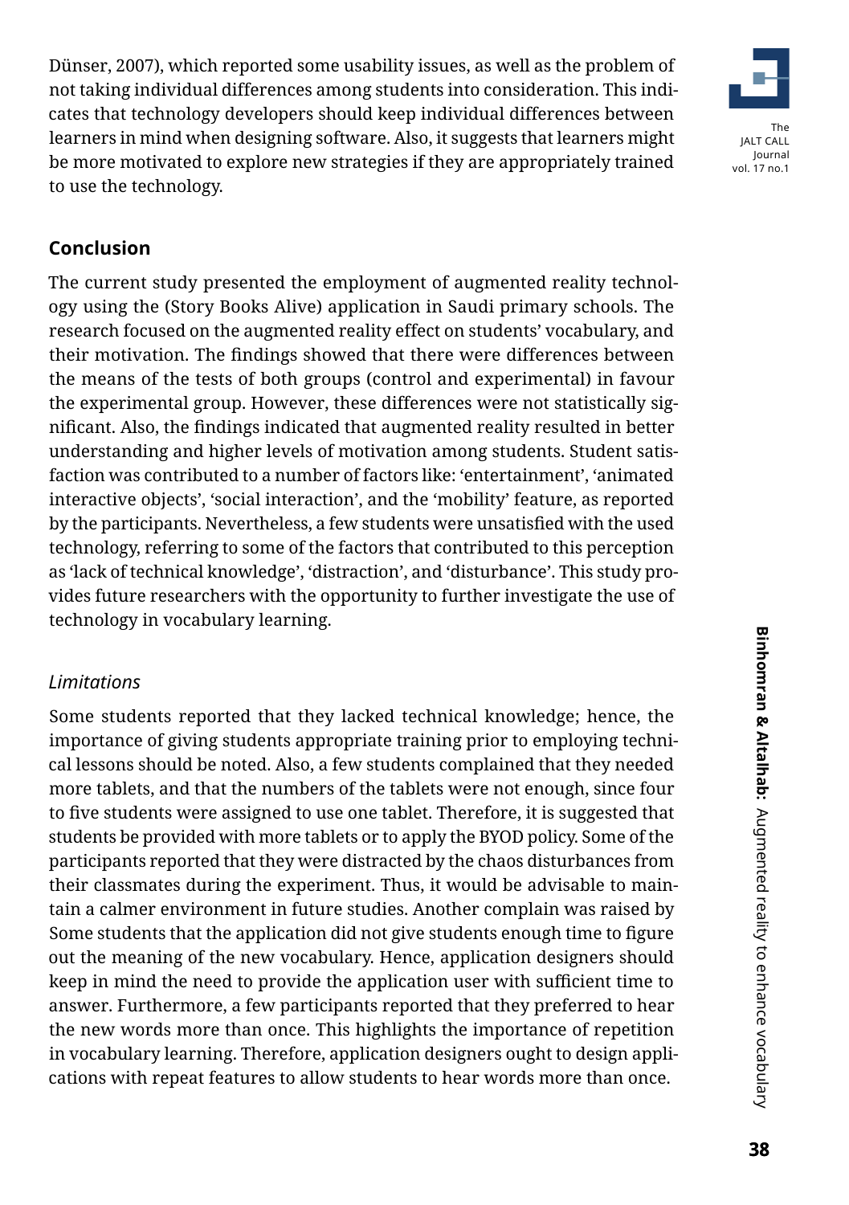Dünser, 2007), which reported some usability issues, as well as the problem of not taking individual differences among students into consideration. This indicates that technology developers should keep individual differences between learners in mind when designing software. Also, it suggests that learners might be more motivated to explore new strategies if they are appropriately trained to use the technology.

## Conclusion

The current study presented the employment of augmented reality technology using the (Story Books Alive) application in Saudi primary schools. The research focused on the augmented reality effect on students' vocabulary, and their motivation. The findings showed that there were differences between the means of the tests of both groups (control and experimental) in favour the experimental group. However, these differences were not statistically significant. Also, the findings indicated that augmented reality resulted in better understanding and higher levels of motivation among students. Student satisfaction was contributed to a number of factors like: 'entertainment', 'animated interactive objects', 'social interaction', and the 'mobility' feature, as reported by the participants. Nevertheless, a few students were unsatisfied with the used technology, referring to some of the factors that contributed to this perception as 'lack of technical knowledge', 'distraction', and 'disturbance'. This study provides future researchers with the opportunity to further investigate the use of technology in vocabulary learning.

### *Limitations*

Some students reported that they lacked technical knowledge; hence, the importance of giving students appropriate training prior to employing technical lessons should be noted. Also, a few students complained that they needed more tablets, and that the numbers of the tablets were not enough, since four to five students were assigned to use one tablet. Therefore, it is suggested that students be provided with more tablets or to apply the BYOD policy. Some of the participants reported that they were distracted by the chaos disturbances from their classmates during the experiment. Thus, it would be advisable to maintain a calmer environment in future studies. Another complain was raised by Some students that the application did not give students enough time to figure out the meaning of the new vocabulary. Hence, application designers should keep in mind the need to provide the application user with sufficient time to answer. Furthermore, a few participants reported that they preferred to hear the new words more than once. This highlights the importance of repetition in vocabulary learning. Therefore, application designers ought to design applications with repeat features to allow students to hear words more than once.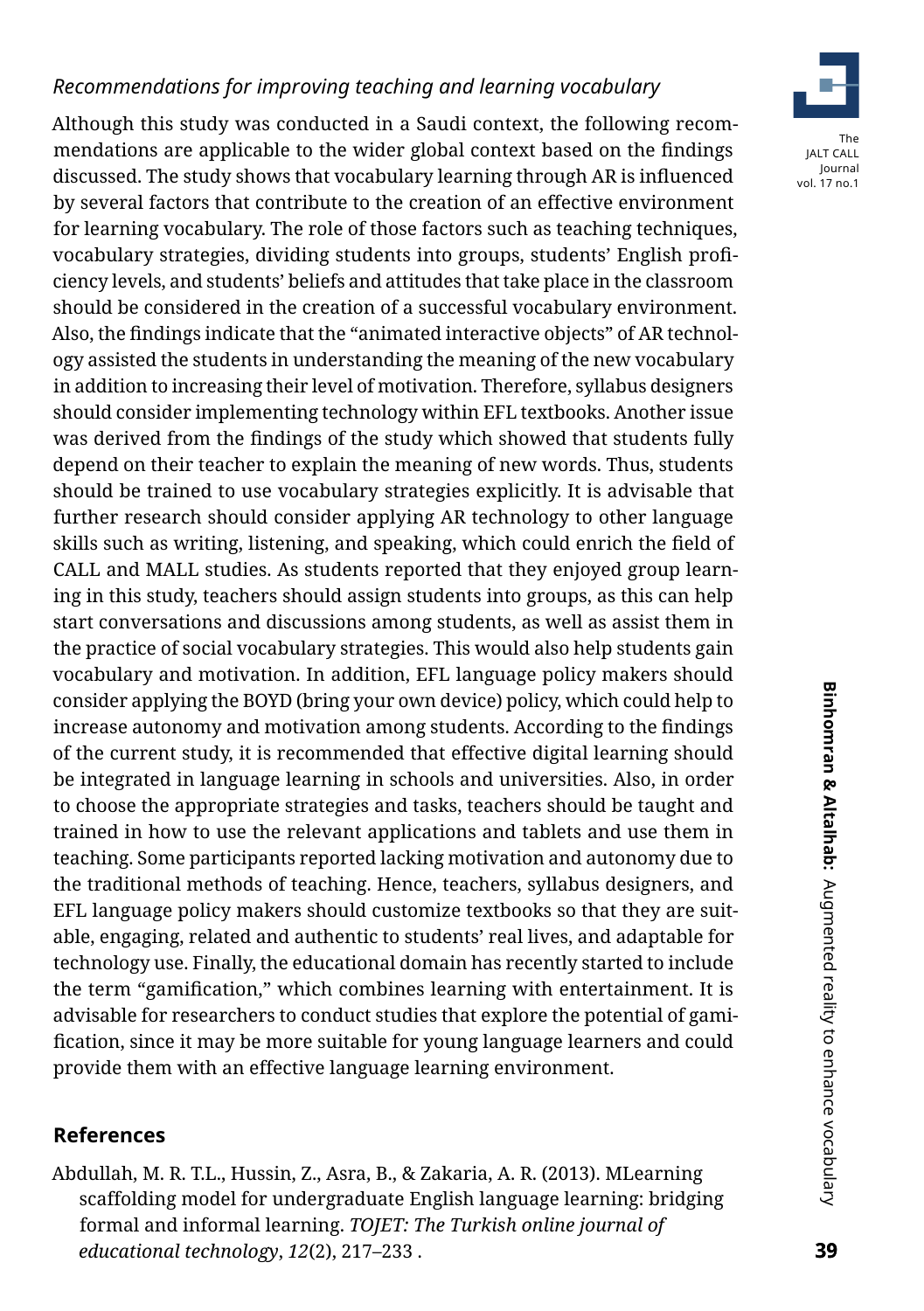### *Recommendations for improving teaching and learning vocabulary*

Although this study was conducted in a Saudi context, the following recommendations are applicable to the wider global context based on the findings discussed. The study shows that vocabulary learning through AR is influenced by several factors that contribute to the creation of an effective environment for learning vocabulary. The role of those factors such as teaching techniques, vocabulary strategies, dividing students into groups, students' English proficiency levels, and students' beliefs and attitudes that take place in the classroom should be considered in the creation of a successful vocabulary environment. Also, the findings indicate that the "animated interactive objects" of AR technology assisted the students in understanding the meaning of the new vocabulary in addition to increasing their level of motivation. Therefore, syllabus designers should consider implementing technology within EFL textbooks. Another issue was derived from the findings of the study which showed that students fully depend on their teacher to explain the meaning of new words. Thus, students should be trained to use vocabulary strategies explicitly. It is advisable that further research should consider applying AR technology to other language skills such as writing, listening, and speaking, which could enrich the field of CALL and MALL studies. As students reported that they enjoyed group learning in this study, teachers should assign students into groups, as this can help start conversations and discussions among students, as well as assist them in the practice of social vocabulary strategies. This would also help students gain vocabulary and motivation. In addition, EFL language policy makers should consider applying the BOYD (bring your own device) policy, which could help to increase autonomy and motivation among students. According to the findings of the current study, it is recommended that effective digital learning should be integrated in language learning in schools and universities. Also, in order to choose the appropriate strategies and tasks, teachers should be taught and trained in how to use the relevant applications and tablets and use them in teaching. Some participants reported lacking motivation and autonomy due to the traditional methods of teaching. Hence, teachers, syllabus designers, and EFL language policy makers should customize textbooks so that they are suitable, engaging, related and authentic to students' real lives, and adaptable for technology use. Finally, the educational domain has recently started to include the term "gamification," which combines learning with entertainment. It is advisable for researchers to conduct studies that explore the potential of gamification, since it may be more suitable for young language learners and could provide them with an effective language learning environment.

## References

Abdullah, M. R. T.L., Hussin, Z., Asra, B., & Zakaria, A. R. (2013). MLearning scaffolding model for undergraduate English language learning: bridging formal and informal learning. *TOJET: The Turkish online journal of educational technology*, *12*(2), 217–233 .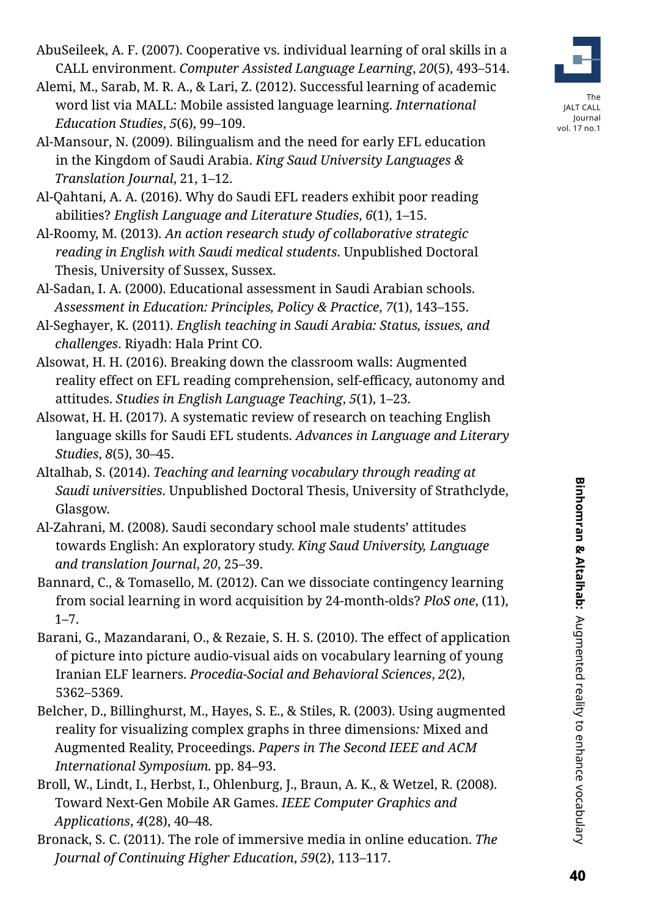AbuSeileek, A. F. (2007). Cooperative vs. individual learning of oral skills in a CALL environment. *Computer Assisted Language Learning*, *20*(5), 493–514.

Alemi, M., Sarab, M. R. A., & Lari, Z. (2012). Successful learning of academic word list via MALL: Mobile assisted language learning. *International Education Studies*, *5*(6), 99–109.

Al-Mansour, N. (2009). Bilingualism and the need for early EFL education in the Kingdom of Saudi Arabia. *King Saud University Languages & Translation Journal*, 21, 1–12.

Al-Qahtani, A. A. (2016). Why do Saudi EFL readers exhibit poor reading abilities? *English Language and Literature Studies*, *6*(1), 1–15.

Al-Roomy, M. (2013). *An action research study of collaborative strategic reading in English with Saudi medical students*. Unpublished Doctoral Thesis, University of Sussex, Sussex.

Al-Sadan, I. A. (2000). Educational assessment in Saudi Arabian schools. *Assessment in Education: Principles, Policy & Practice*, *7*(1), 143–155.

Al-Seghayer, K. (2011). *English teaching in Saudi Arabia: Status, issues, and challenges*. Riyadh: Hala Print CO.

Alsowat, H. H. (2016). Breaking down the classroom walls: Augmented reality effect on EFL reading comprehension, self-efficacy, autonomy and attitudes. *Studies in English Language Teaching*, *5*(1), 1–23.

Alsowat, H. H. (2017). A systematic review of research on teaching English language skills for Saudi EFL students. *Advances in Language and Literary Studies*, *8*(5), 30–45.

Altalhab, S. (2014). *Teaching and learning vocabulary through reading at Saudi universities*. Unpublished Doctoral Thesis, University of Strathclyde, Glasgow.

Al-Zahrani, M. (2008). Saudi secondary school male students' attitudes towards English: An exploratory study. *King Saud University, Language and translation Journal*, *20*, 25–39.

Bannard, C., & Tomasello, M. (2012). Can we dissociate contingency learning from social learning in word acquisition by 24-month-olds? *PloS one*, (11), 1–7.

Barani, G., Mazandarani, O., & Rezaie, S. H. S. (2010). The effect of application of picture into picture audio-visual aids on vocabulary learning of young Iranian ELF learners. *Procedia-Social and Behavioral Sciences*, *2*(2), 5362–5369.

Belcher, D., Billinghurst, M., Hayes, S. E., & Stiles, R. (2003). Using augmented reality for visualizing complex graphs in three dimensions*:* Mixed and Augmented Reality, Proceedings. *Papers in The Second IEEE and ACM International Symposium.* pp. 84–93.

Broll, W., Lindt, I., Herbst, I., Ohlenburg, J., Braun, A. K., & Wetzel, R. (2008). Toward Next-Gen Mobile AR Games. *IEEE Computer Graphics and Applications*, *4*(28), 40–48.

Bronack, S. C. (2011). The role of immersive media in online education. *The Journal of Continuing Higher Education*, *59*(2), 113–117.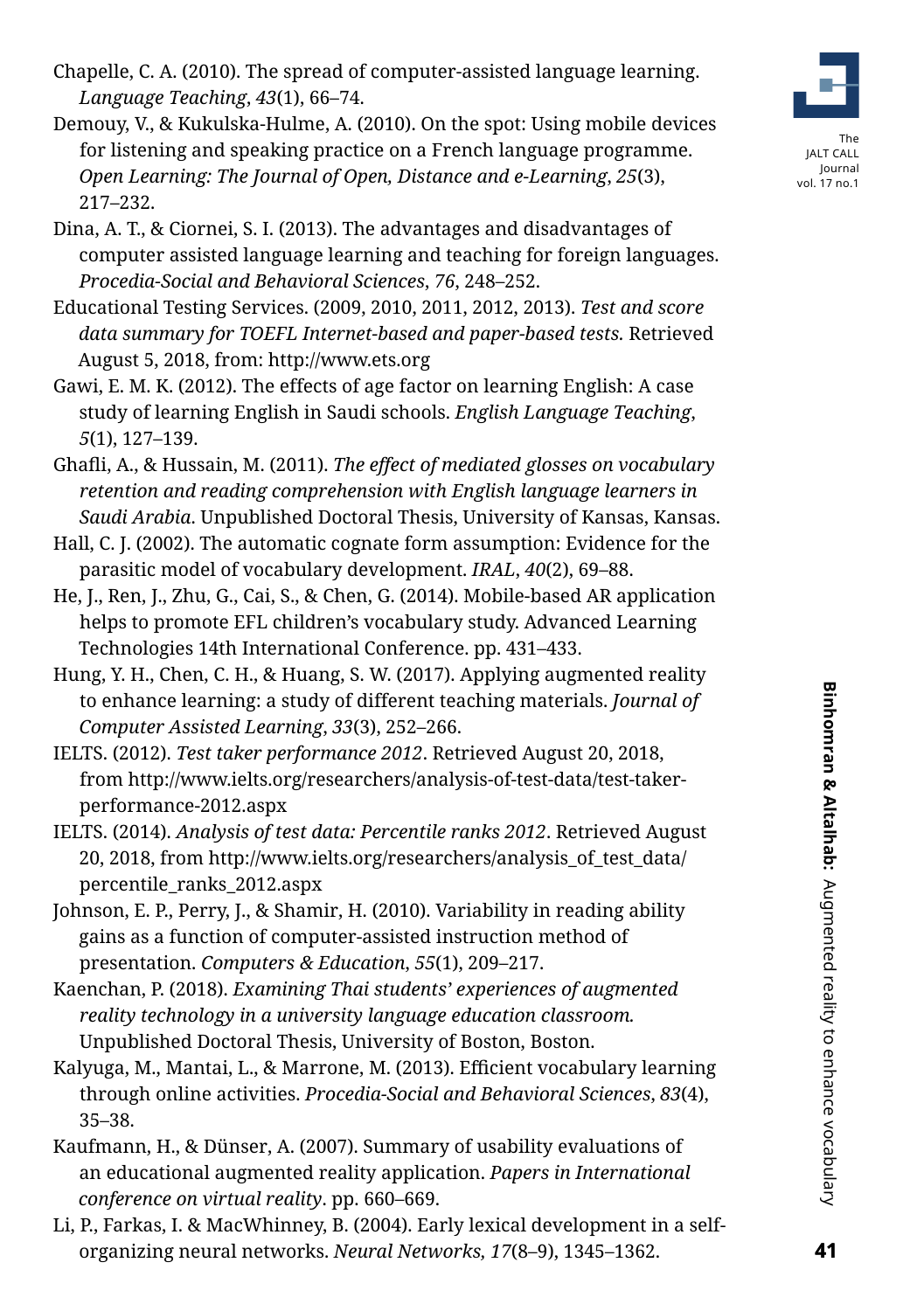Chapelle, C. A. (2010). The spread of computer-assisted language learning. *Language Teaching*, *43*(1), 66–74.

Demouy, V., & Kukulska-Hulme, A. (2010). On the spot: Using mobile devices for listening and speaking practice on a French language programme. *Open Learning: The Journal of Open, Distance and e-Learning*, *25*(3), 217–232.

Dina, A. T., & Ciornei, S. I. (2013). The advantages and disadvantages of computer assisted language learning and teaching for foreign languages. *Procedia-Social and Behavioral Sciences*, *76*, 248–252.

Educational Testing Services. (2009, 2010, 2011, 2012, 2013). *Test and score data summary for TOEFL Internet-based and paper-based tests.* Retrieved August 5, 2018, from: http://www.ets.org

Gawi, E. M. K. (2012). The effects of age factor on learning English: A case study of learning English in Saudi schools. *English Language Teaching*, *5*(1), 127–139.

Ghafli, A., & Hussain, M. (2011). *The effect of mediated glosses on vocabulary retention and reading comprehension with English language learners in Saudi Arabia*. Unpublished Doctoral Thesis, University of Kansas, Kansas.

Hall, C. J. (2002). The automatic cognate form assumption: Evidence for the parasitic model of vocabulary development. *IRAL*, *40*(2), 69–88.

He, J., Ren, J., Zhu, G., Cai, S., & Chen, G. (2014). Mobile-based AR application helps to promote EFL children's vocabulary study. Advanced Learning Technologies 14th International Conference. pp. 431–433.

Hung, Y. H., Chen, C. H., & Huang, S. W. (2017). Applying augmented reality to enhance learning: a study of different teaching materials. *Journal of Computer Assisted Learning*, *33*(3), 252–266.

IELTS. (2012). *Test taker performance 2012*. Retrieved August 20, 2018, from http://www.ielts.org/researchers/analysis-of-test-data/test-taker-performance-2012.aspx

IELTS. (2014). *Analysis of test data: Percentile ranks 2012*. Retrieved August 20, 2018, from http://www.ielts.org/researchers/analysis_of_test_data/percentile_ranks_2012.aspx

Johnson, E. P., Perry, J., & Shamir, H. (2010). Variability in reading ability gains as a function of computer-assisted instruction method of presentation. *Computers & Education*, *55*(1), 209–217.

Kaenchan, P. (2018). *Examining Thai students' experiences of augmented reality technology in a university language education classroom.* Unpublished Doctoral Thesis, University of Boston, Boston.

Kalyuga, M., Mantai, L., & Marrone, M. (2013). Efficient vocabulary learning through online activities. *Procedia-Social and Behavioral Sciences*, *83*(4), 35–38.

Kaufmann, H., & Dünser, A. (2007). Summary of usability evaluations of an educational augmented reality application. *Papers in International conference on virtual reality*. pp. 660–669.

Li, P., Farkas, I. & MacWhinney, B. (2004). Early lexical development in a self-organizing neural networks. *Neural Networks, 17*(8–9), 1345–1362.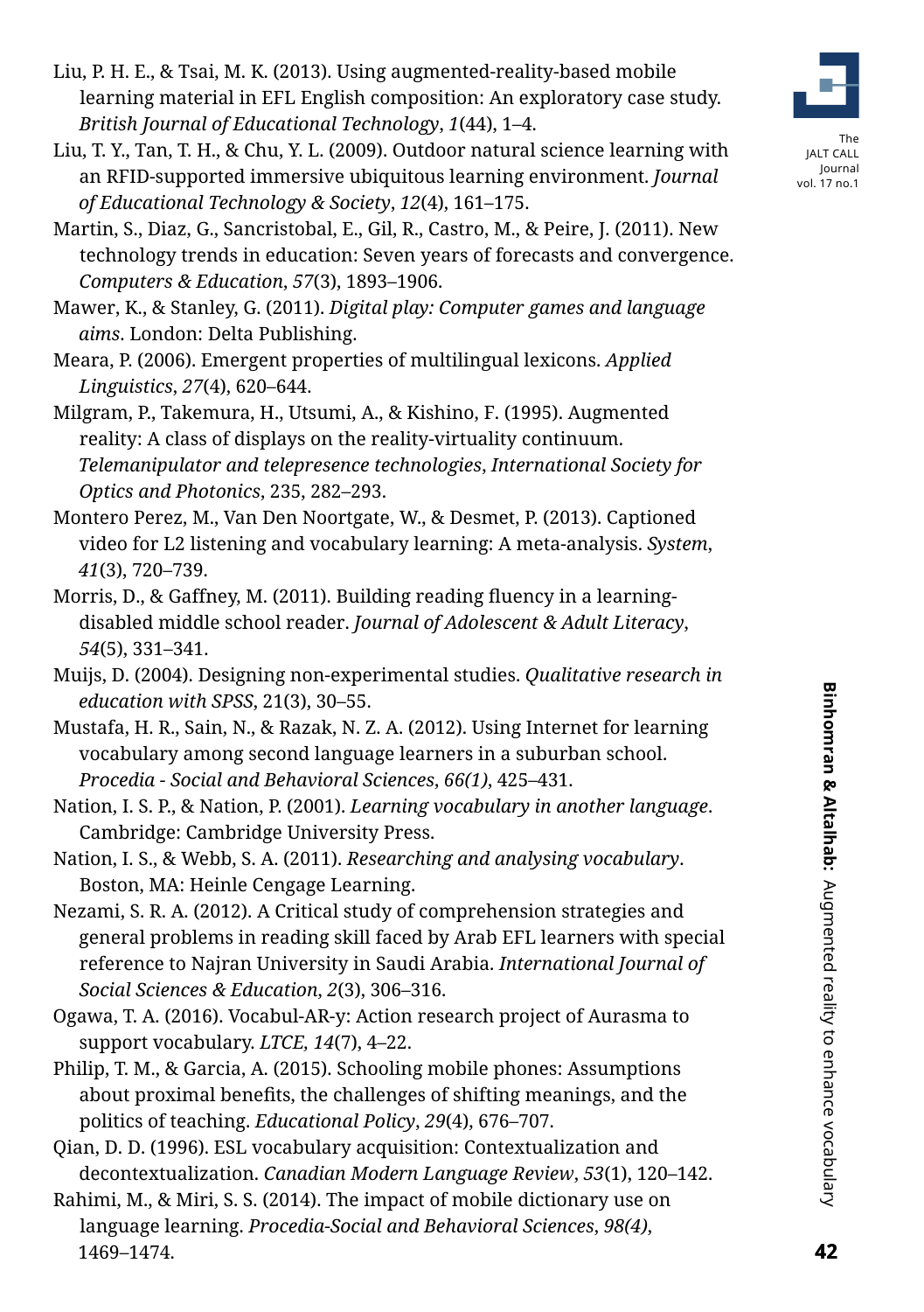Liu, P. H. E., & Tsai, M. K. (2013). Using augmented-reality-based mobile learning material in EFL English composition: An exploratory case study. *British Journal of Educational Technology*, *1*(44), 1–4.

Liu, T. Y., Tan, T. H., & Chu, Y. L. (2009). Outdoor natural science learning with an RFID-supported immersive ubiquitous learning environment. *Journal of Educational Technology & Society*, *12*(4), 161–175.

Martin, S., Diaz, G., Sancristobal, E., Gil, R., Castro, M., & Peire, J. (2011). New technology trends in education: Seven years of forecasts and convergence. *Computers & Education*, *57*(3), 1893–1906.

Mawer, K., & Stanley, G. (2011). *Digital play: Computer games and language aims*. London: Delta Publishing.

Meara, P. (2006). Emergent properties of multilingual lexicons. *Applied Linguistics*, *27*(4), 620–644.

Milgram, P., Takemura, H., Utsumi, A., & Kishino, F. (1995). Augmented reality: A class of displays on the reality-virtuality continuum. *Telemanipulator and telepresence technologies*, *International Society for Optics and Photonics*, 235, 282–293.

Montero Perez, M., Van Den Noortgate, W., & Desmet, P. (2013). Captioned video for L2 listening and vocabulary learning: A meta-analysis. *System*, *41*(3), 720–739.

Morris, D., & Gaffney, M. (2011). Building reading fluency in a learning-disabled middle school reader. *Journal of Adolescent & Adult Literacy*, *54*(5), 331–341.

Muijs, D. (2004). Designing non-experimental studies. *Qualitative research in education with SPSS*, 21(3), 30–55.

Mustafa, H. R., Sain, N., & Razak, N. Z. A. (2012). Using Internet for learning vocabulary among second language learners in a suburban school. *Procedia - Social and Behavioral Sciences*, *66(1)*, 425–431.

Nation, I. S. P., & Nation, P. (2001). *Learning vocabulary in another language*. Cambridge: Cambridge University Press.

Nation, I. S., & Webb, S. A. (2011). *Researching and analysing vocabulary*. Boston, MA: Heinle Cengage Learning.

Nezami, S. R. A. (2012). A Critical study of comprehension strategies and general problems in reading skill faced by Arab EFL learners with special reference to Najran University in Saudi Arabia. *International Journal of Social Sciences & Education*, *2*(3), 306–316.

Ogawa, T. A. (2016). Vocabul-AR-y: Action research project of Aurasma to support vocabulary. *LTCE*, *14*(7), 4–22.

Philip, T. M., & Garcia, A. (2015). Schooling mobile phones: Assumptions about proximal benefits, the challenges of shifting meanings, and the politics of teaching. *Educational Policy*, *29*(4), 676–707.

Qian, D. D. (1996). ESL vocabulary acquisition: Contextualization and decontextualization. *Canadian Modern Language Review*, *53*(1), 120–142.

Rahimi, M., & Miri, S. S. (2014). The impact of mobile dictionary use on language learning. *Procedia-Social and Behavioral Sciences*, *98(4)*, 1469–1474.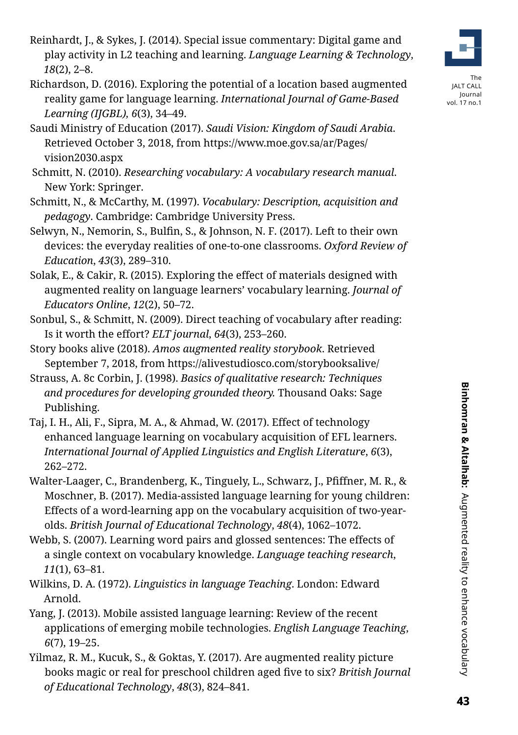Reinhardt, J., & Sykes, J. (2014). Special issue commentary: Digital game and play activity in L2 teaching and learning. *Language Learning & Technology*, *18*(2), 2–8.

Richardson, D. (2016). Exploring the potential of a location based augmented reality game for language learning. *International Journal of Game-Based Learning (IJGBL), 6*(3), 34–49.

Saudi Ministry of Education (2017). *Saudi Vision: Kingdom of Saudi Arabia*. Retrieved October 3, 2018, from https://www.moe.gov.sa/ar/Pages/vision2030.aspx

Schmitt, N. (2010). *Researching vocabulary: A vocabulary research manual*. New York: Springer.

Schmitt, N., & McCarthy, M. (1997). *Vocabulary: Description, acquisition and pedagogy*. Cambridge: Cambridge University Press.

Selwyn, N., Nemorin, S., Bulfin, S., & Johnson, N. F. (2017). Left to their own devices: the everyday realities of one-to-one classrooms. *Oxford Review of Education*, *43*(3), 289–310.

Solak, E., & Cakir, R. (2015). Exploring the effect of materials designed with augmented reality on language learners' vocabulary learning. *Journal of Educators Online*, *12*(2), 50–72.

Sonbul, S., & Schmitt, N. (2009). Direct teaching of vocabulary after reading: Is it worth the effort? *ELT journal*, *64*(3), 253–260.

Story books alive (2018). *Amos augmented reality storybook*. Retrieved September 7, 2018, from https://alivestudiosco.com/storybooksalive/

Strauss, A. 8c Corbin, J. (1998). *Basics of qualitative research: Techniques and procedures for developing grounded theory.* Thousand Oaks: Sage Publishing.

Taj, I. H., Ali, F., Sipra, M. A., & Ahmad, W. (2017). Effect of technology enhanced language learning on vocabulary acquisition of EFL learners. *International Journal of Applied Linguistics and English Literature*, *6*(3), 262–272.

Walter-Laager, C., Brandenberg, K., Tinguely, L., Schwarz, J., Pfiffner, M. R., & Moschner, B. (2017). Media-assisted language learning for young children: Effects of a word-learning app on the vocabulary acquisition of two-year-olds. *British Journal of Educational Technology*, *48*(4), 1062–1072.

Webb, S. (2007). Learning word pairs and glossed sentences: The effects of a single context on vocabulary knowledge. *Language teaching research*, *11*(1), 63–81.

Wilkins, D. A. (1972). *Linguistics in language Teaching*. London: Edward Arnold.

Yang, J. (2013). Mobile assisted language learning: Review of the recent applications of emerging mobile technologies. *English Language Teaching*, *6*(7), 19–25.

Yilmaz, R. M., Kucuk, S., & Goktas, Y. (2017). Are augmented reality picture books magic or real for preschool children aged five to six? *British Journal of Educational Technology*, *48*(3), 824–841.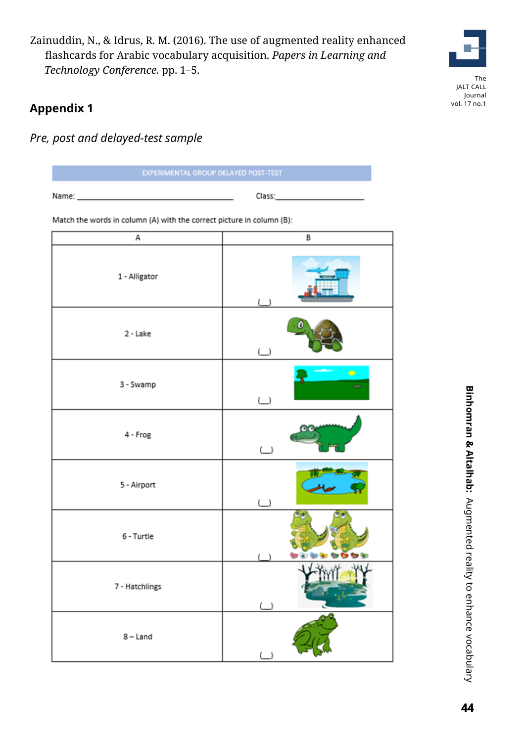Zainuddin, N., & Idrus, R. M. (2016). The use of augmented reality enhanced flashcards for Arabic vocabulary acquisition. *Papers in Learning and Technology Conference.* pp. 1–5.

## Appendix 1

*Pre, post and delayed-test sample*

EXPERIMENTAL GROUP DELAYED POST-TEST

Name: ______________________ Class: ______________

Match the words in column (A) with the correct picture in column (B):

| A | B |
|---|---|
| 1 - Alligator | (__) |
| 2 - Lake | (__) |
| 3 - Swamp | (__) |
| 4 - Frog | (__) |
| 5 - Airport | (__) |
| 6 - Turtle | (__) |
| 7 - Hatchlings | (__) |
| 8 – Land | (__) |